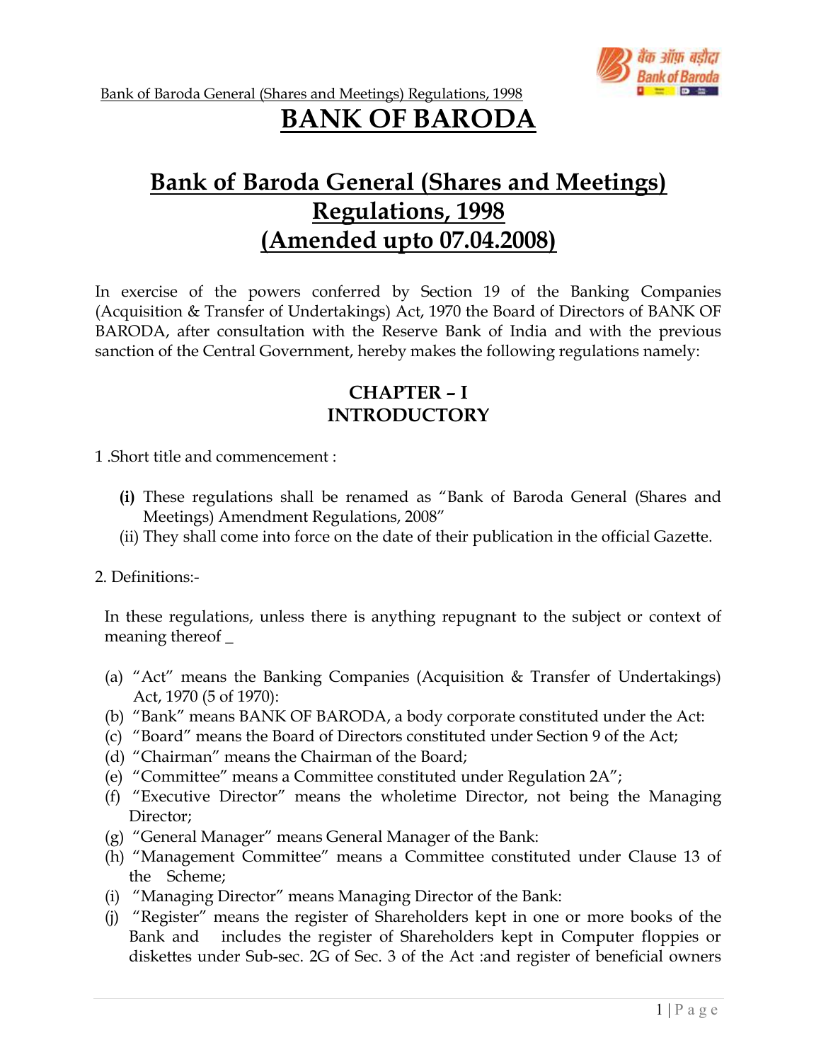# BANK OF BARODA

## Bank of Baroda General (Shares and Meetings) Regulations, 1998 (Amended upto 07.04.2008)

In exercise of the powers conferred by Section 19 of the Banking Companies (Acquisition & Transfer of Undertakings) Act, 1970 the Board of Directors of BANK OF BARODA, after consultation with the Reserve Bank of India and with the previous sanction of the Central Government, hereby makes the following regulations namely:

### CHAPTER – I
### INTRODUCTORY

1 .Short title and commencement :

- **(i)** These regulations shall be renamed as "Bank of Baroda General (Shares and Meetings) Amendment Regulations, 2008"
- (ii) They shall come into force on the date of their publication in the official Gazette.

2. Definitions:-

In these regulations, unless there is anything repugnant to the subject or context of meaning thereof _

- (a) "Act" means the Banking Companies (Acquisition & Transfer of Undertakings) Act, 1970 (5 of 1970):
- (b) "Bank" means BANK OF BARODA, a body corporate constituted under the Act:
- (c) "Board" means the Board of Directors constituted under Section 9 of the Act;
- (d) "Chairman" means the Chairman of the Board;
- (e) "Committee" means a Committee constituted under Regulation 2A";
- (f) "Executive Director" means the wholetime Director, not being the Managing Director;
- (g) "General Manager" means General Manager of the Bank:
- (h) "Management Committee" means a Committee constituted under Clause 13 of the Scheme;
- (i) "Managing Director" means Managing Director of the Bank:
- (j) "Register" means the register of Shareholders kept in one or more books of the Bank and includes the register of Shareholders kept in Computer floppies or diskettes under Sub-sec. 2G of Sec. 3 of the Act :and register of beneficial owners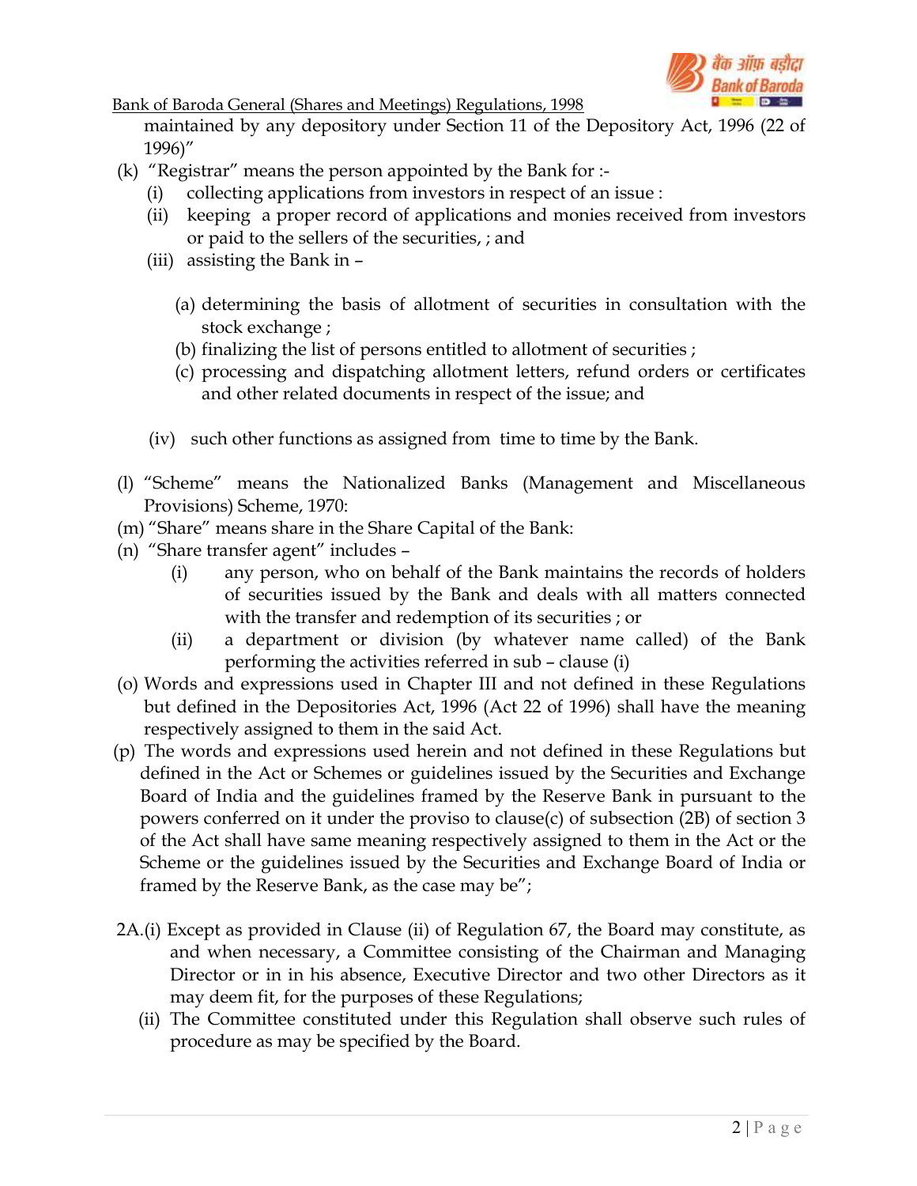maintained by any depository under Section 11 of the Depository Act, 1996 (22 of 1996)"

(k) "Registrar" means the person appointed by the Bank for :-
   - (i) collecting applications from investors in respect of an issue :
   - (ii) keeping a proper record of applications and monies received from investors or paid to the sellers of the securities, ; and
   - (iii) assisting the Bank in –
     - (a) determining the basis of allotment of securities in consultation with the stock exchange ;
     - (b) finalizing the list of persons entitled to allotment of securities ;
     - (c) processing and dispatching allotment letters, refund orders or certificates and other related documents in respect of the issue; and
   - (iv) such other functions as assigned from time to time by the Bank.

(l) "Scheme" means the Nationalized Banks (Management and Miscellaneous Provisions) Scheme, 1970:

(m) "Share" means share in the Share Capital of the Bank:

(n) "Share transfer agent" includes –
   - (i) any person, who on behalf of the Bank maintains the records of holders of securities issued by the Bank and deals with all matters connected with the transfer and redemption of its securities ; or
   - (ii) a department or division (by whatever name called) of the Bank performing the activities referred in sub – clause (i)

(o) Words and expressions used in Chapter III and not defined in these Regulations but defined in the Depositories Act, 1996 (Act 22 of 1996) shall have the meaning respectively assigned to them in the said Act.

(p) The words and expressions used herein and not defined in these Regulations but defined in the Act or Schemes or guidelines issued by the Securities and Exchange Board of India and the guidelines framed by the Reserve Bank in pursuant to the powers conferred on it under the proviso to clause(c) of subsection (2B) of section 3 of the Act shall have same meaning respectively assigned to them in the Act or the Scheme or the guidelines issued by the Securities and Exchange Board of India or framed by the Reserve Bank, as the case may be";

2A.(i) Except as provided in Clause (ii) of Regulation 67, the Board may constitute, as and when necessary, a Committee consisting of the Chairman and Managing Director or in in his absence, Executive Director and two other Directors as it may deem fit, for the purposes of these Regulations;

(ii) The Committee constituted under this Regulation shall observe such rules of procedure as may be specified by the Board.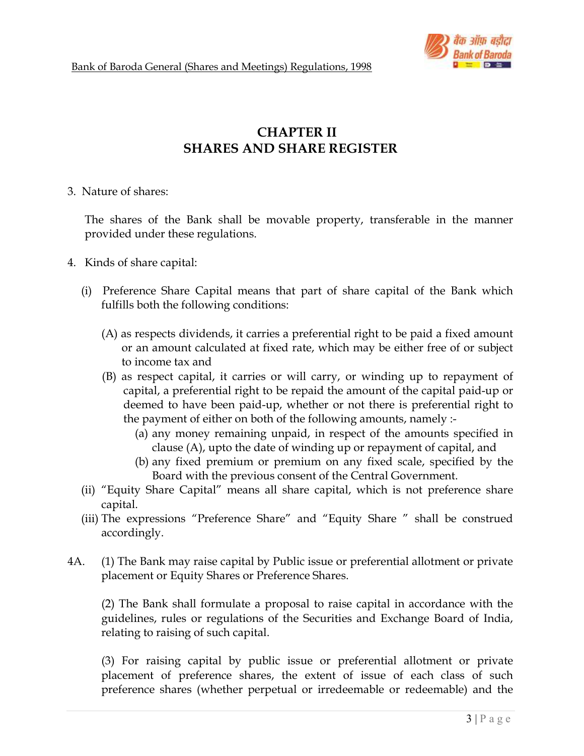# CHAPTER II
# SHARES AND SHARE REGISTER

3. Nature of shares:

   The shares of the Bank shall be movable property, transferable in the manner provided under these regulations.

4. Kinds of share capital:

   (i) Preference Share Capital means that part of share capital of the Bank which fulfills both the following conditions:

      (A) as respects dividends, it carries a preferential right to be paid a fixed amount or an amount calculated at fixed rate, which may be either free of or subject to income tax and

      (B) as respect capital, it carries or will carry, or winding up to repayment of capital, a preferential right to be repaid the amount of the capital paid-up or deemed to have been paid-up, whether or not there is preferential right to the payment of either on both of the following amounts, namely :-

         (a) any money remaining unpaid, in respect of the amounts specified in clause (A), upto the date of winding up or repayment of capital, and

         (b) any fixed premium or premium on any fixed scale, specified by the Board with the previous consent of the Central Government.

   (ii) "Equity Share Capital" means all share capital, which is not preference share capital.

   (iii) The expressions "Preference Share" and "Equity Share " shall be construed accordingly.

4A. (1) The Bank may raise capital by Public issue or preferential allotment or private placement or Equity Shares or Preference Shares.

   (2) The Bank shall formulate a proposal to raise capital in accordance with the guidelines, rules or regulations of the Securities and Exchange Board of India, relating to raising of such capital.

   (3) For raising capital by public issue or preferential allotment or private placement of preference shares, the extent of issue of each class of such preference shares (whether perpetual or irredeemable or redeemable) and the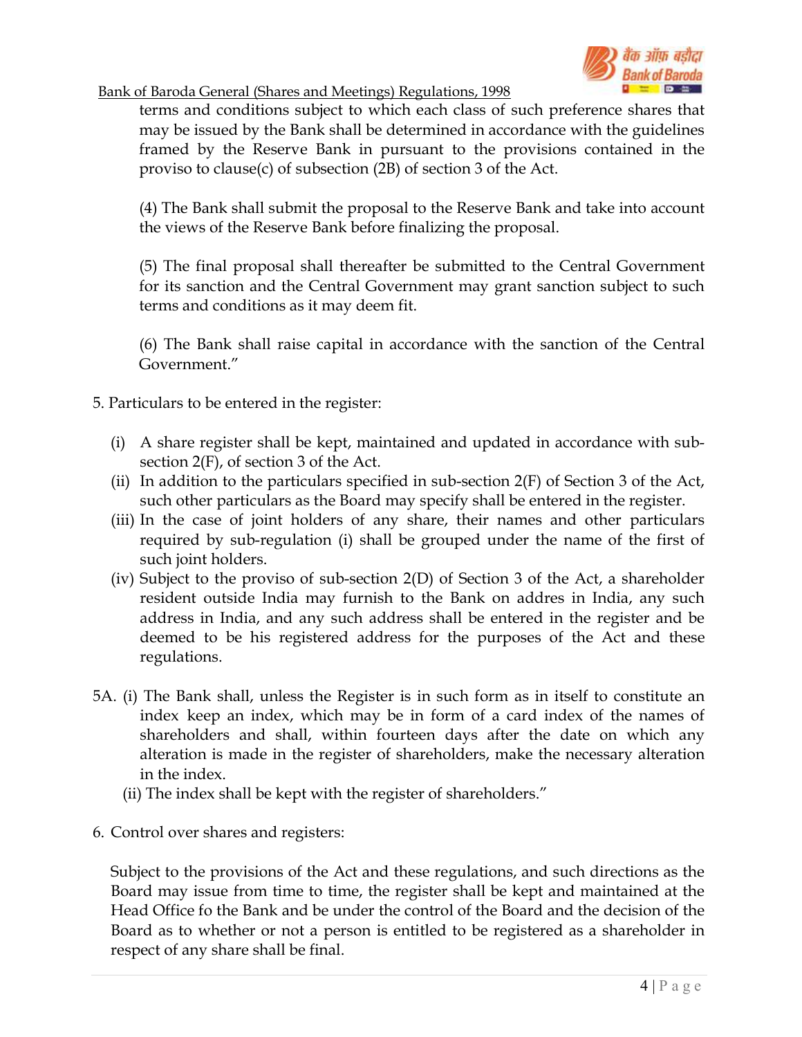terms and conditions subject to which each class of such preference shares that may be issued by the Bank shall be determined in accordance with the guidelines framed by the Reserve Bank in pursuant to the provisions contained in the proviso to clause(c) of subsection (2B) of section 3 of the Act.

(4) The Bank shall submit the proposal to the Reserve Bank and take into account the views of the Reserve Bank before finalizing the proposal.

(5) The final proposal shall thereafter be submitted to the Central Government for its sanction and the Central Government may grant sanction subject to such terms and conditions as it may deem fit.

(6) The Bank shall raise capital in accordance with the sanction of the Central Government."

5. Particulars to be entered in the register:

(i) A share register shall be kept, maintained and updated in accordance with sub-section 2(F), of section 3 of the Act.
(ii) In addition to the particulars specified in sub-section 2(F) of Section 3 of the Act, such other particulars as the Board may specify shall be entered in the register.
(iii) In the case of joint holders of any share, their names and other particulars required by sub-regulation (i) shall be grouped under the name of the first of such joint holders.
(iv) Subject to the proviso of sub-section 2(D) of Section 3 of the Act, a shareholder resident outside India may furnish to the Bank on addres in India, any such address in India, and any such address shall be entered in the register and be deemed to be his registered address for the purposes of the Act and these regulations.

5A. (i) The Bank shall, unless the Register is in such form as in itself to constitute an index keep an index, which may be in form of a card index of the names of shareholders and shall, within fourteen days after the date on which any alteration is made in the register of shareholders, make the necessary alteration in the index.

(ii) The index shall be kept with the register of shareholders."

6. Control over shares and registers:

Subject to the provisions of the Act and these regulations, and such directions as the Board may issue from time to time, the register shall be kept and maintained at the Head Office fo the Bank and be under the control of the Board and the decision of the Board as to whether or not a person is entitled to be registered as a shareholder in respect of any share shall be final.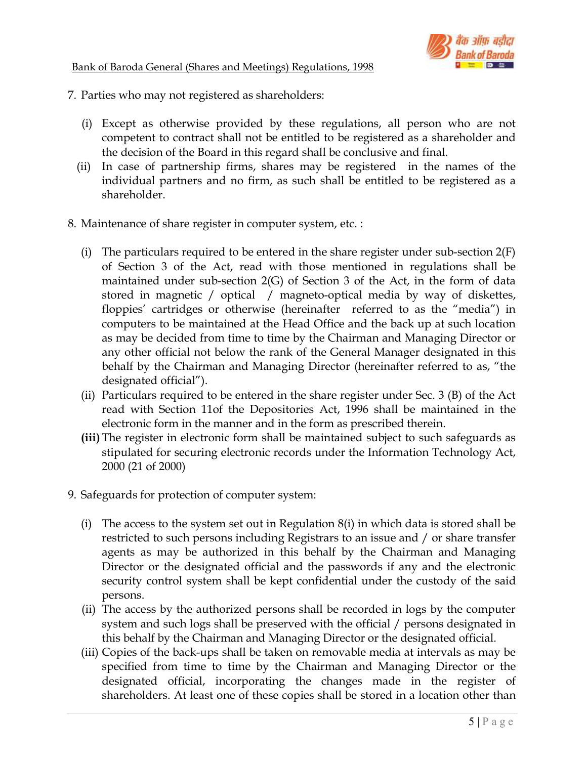7. Parties who may not registered as shareholders:

   (i) Except as otherwise provided by these regulations, all person who are not competent to contract shall not be entitled to be registered as a shareholder and the decision of the Board in this regard shall be conclusive and final.

   (ii) In case of partnership firms, shares may be registered in the names of the individual partners and no firm, as such shall be entitled to be registered as a shareholder.

8. Maintenance of share register in computer system, etc. :

   (i) The particulars required to be entered in the share register under sub-section 2(F) of Section 3 of the Act, read with those mentioned in regulations shall be maintained under sub-section 2(G) of Section 3 of the Act, in the form of data stored in magnetic / optical / magneto-optical media by way of diskettes, floppies' cartridges or otherwise (hereinafter referred to as the "media") in computers to be maintained at the Head Office and the back up at such location as may be decided from time to time by the Chairman and Managing Director or any other official not below the rank of the General Manager designated in this behalf by the Chairman and Managing Director (hereinafter referred to as, "the designated official").

   (ii) Particulars required to be entered in the share register under Sec. 3 (B) of the Act read with Section 11of the Depositories Act, 1996 shall be maintained in the electronic form in the manner and in the form as prescribed therein.

   **(iii)** The register in electronic form shall be maintained subject to such safeguards as stipulated for securing electronic records under the Information Technology Act, 2000 (21 of 2000)

9. Safeguards for protection of computer system:

   (i) The access to the system set out in Regulation 8(i) in which data is stored shall be restricted to such persons including Registrars to an issue and / or share transfer agents as may be authorized in this behalf by the Chairman and Managing Director or the designated official and the passwords if any and the electronic security control system shall be kept confidential under the custody of the said persons.

   (ii) The access by the authorized persons shall be recorded in logs by the computer system and such logs shall be preserved with the official / persons designated in this behalf by the Chairman and Managing Director or the designated official.

   (iii) Copies of the back-ups shall be taken on removable media at intervals as may be specified from time to time by the Chairman and Managing Director or the designated official, incorporating the changes made in the register of shareholders. At least one of these copies shall be stored in a location other than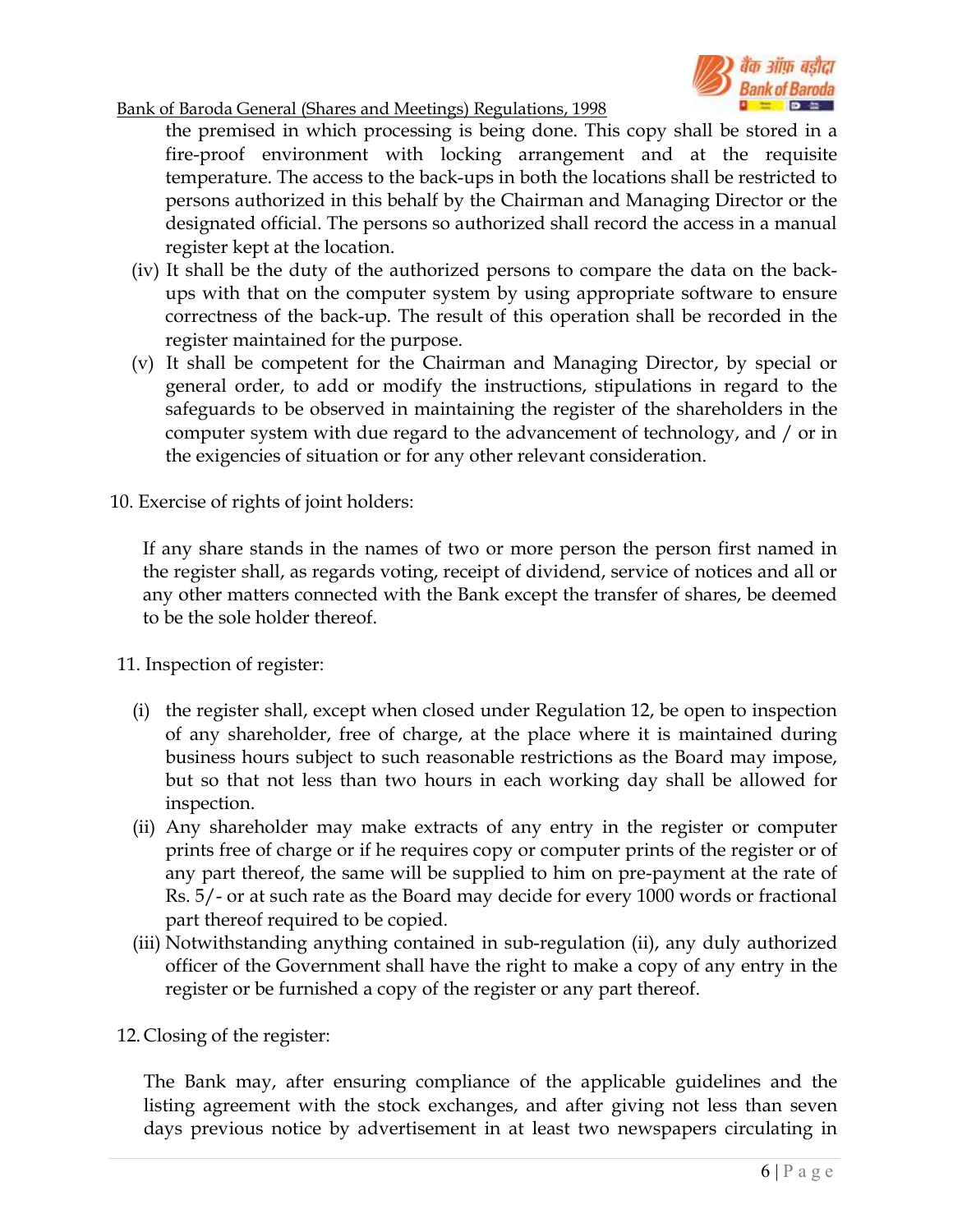the premised in which processing is being done. This copy shall be stored in a fire-proof environment with locking arrangement and at the requisite temperature. The access to the back-ups in both the locations shall be restricted to persons authorized in this behalf by the Chairman and Managing Director or the designated official. The persons so authorized shall record the access in a manual register kept at the location.

(iv) It shall be the duty of the authorized persons to compare the data on the back-ups with that on the computer system by using appropriate software to ensure correctness of the back-up. The result of this operation shall be recorded in the register maintained for the purpose.

(v) It shall be competent for the Chairman and Managing Director, by special or general order, to add or modify the instructions, stipulations in regard to the safeguards to be observed in maintaining the register of the shareholders in the computer system with due regard to the advancement of technology, and / or in the exigencies of situation or for any other relevant consideration.

10. Exercise of rights of joint holders:

If any share stands in the names of two or more person the person first named in the register shall, as regards voting, receipt of dividend, service of notices and all or any other matters connected with the Bank except the transfer of shares, be deemed to be the sole holder thereof.

11. Inspection of register:

(i) the register shall, except when closed under Regulation 12, be open to inspection of any shareholder, free of charge, at the place where it is maintained during business hours subject to such reasonable restrictions as the Board may impose, but so that not less than two hours in each working day shall be allowed for inspection.

(ii) Any shareholder may make extracts of any entry in the register or computer prints free of charge or if he requires copy or computer prints of the register or of any part thereof, the same will be supplied to him on pre-payment at the rate of Rs. 5/- or at such rate as the Board may decide for every 1000 words or fractional part thereof required to be copied.

(iii) Notwithstanding anything contained in sub-regulation (ii), any duly authorized officer of the Government shall have the right to make a copy of any entry in the register or be furnished a copy of the register or any part thereof.

12. Closing of the register:

The Bank may, after ensuring compliance of the applicable guidelines and the listing agreement with the stock exchanges, and after giving not less than seven days previous notice by advertisement in at least two newspapers circulating in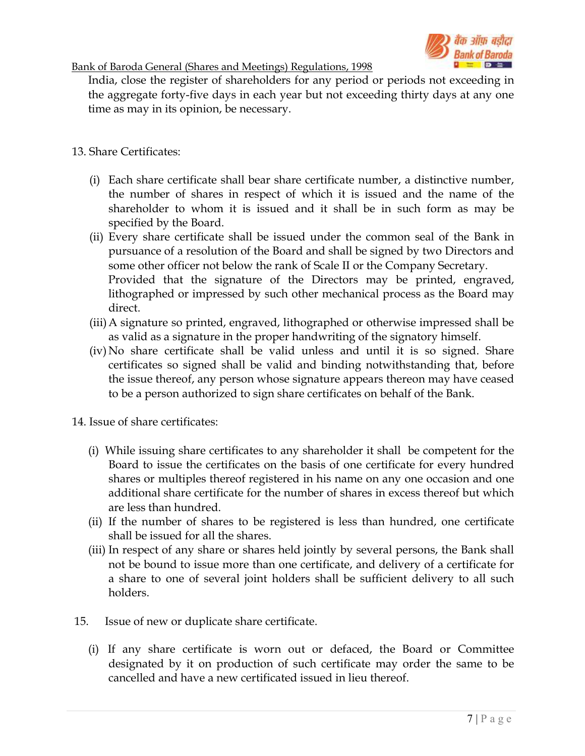India, close the register of shareholders for any period or periods not exceeding in the aggregate forty-five days in each year but not exceeding thirty days at any one time as may in its opinion, be necessary.

13. Share Certificates:

(i) Each share certificate shall bear share certificate number, a distinctive number, the number of shares in respect of which it is issued and the name of the shareholder to whom it is issued and it shall be in such form as may be specified by the Board.

(ii) Every share certificate shall be issued under the common seal of the Bank in pursuance of a resolution of the Board and shall be signed by two Directors and some other officer not below the rank of Scale II or the Company Secretary.
Provided that the signature of the Directors may be printed, engraved, lithographed or impressed by such other mechanical process as the Board may direct.

(iii) A signature so printed, engraved, lithographed or otherwise impressed shall be as valid as a signature in the proper handwriting of the signatory himself.

(iv) No share certificate shall be valid unless and until it is so signed. Share certificates so signed shall be valid and binding notwithstanding that, before the issue thereof, any person whose signature appears thereon may have ceased to be a person authorized to sign share certificates on behalf of the Bank.

14. Issue of share certificates:

(i) While issuing share certificates to any shareholder it shall be competent for the Board to issue the certificates on the basis of one certificate for every hundred shares or multiples thereof registered in his name on any one occasion and one additional share certificate for the number of shares in excess thereof but which are less than hundred.

(ii) If the number of shares to be registered is less than hundred, one certificate shall be issued for all the shares.

(iii) In respect of any share or shares held jointly by several persons, the Bank shall not be bound to issue more than one certificate, and delivery of a certificate for a share to one of several joint holders shall be sufficient delivery to all such holders.

15. Issue of new or duplicate share certificate.

(i) If any share certificate is worn out or defaced, the Board or Committee designated by it on production of such certificate may order the same to be cancelled and have a new certificated issued in lieu thereof.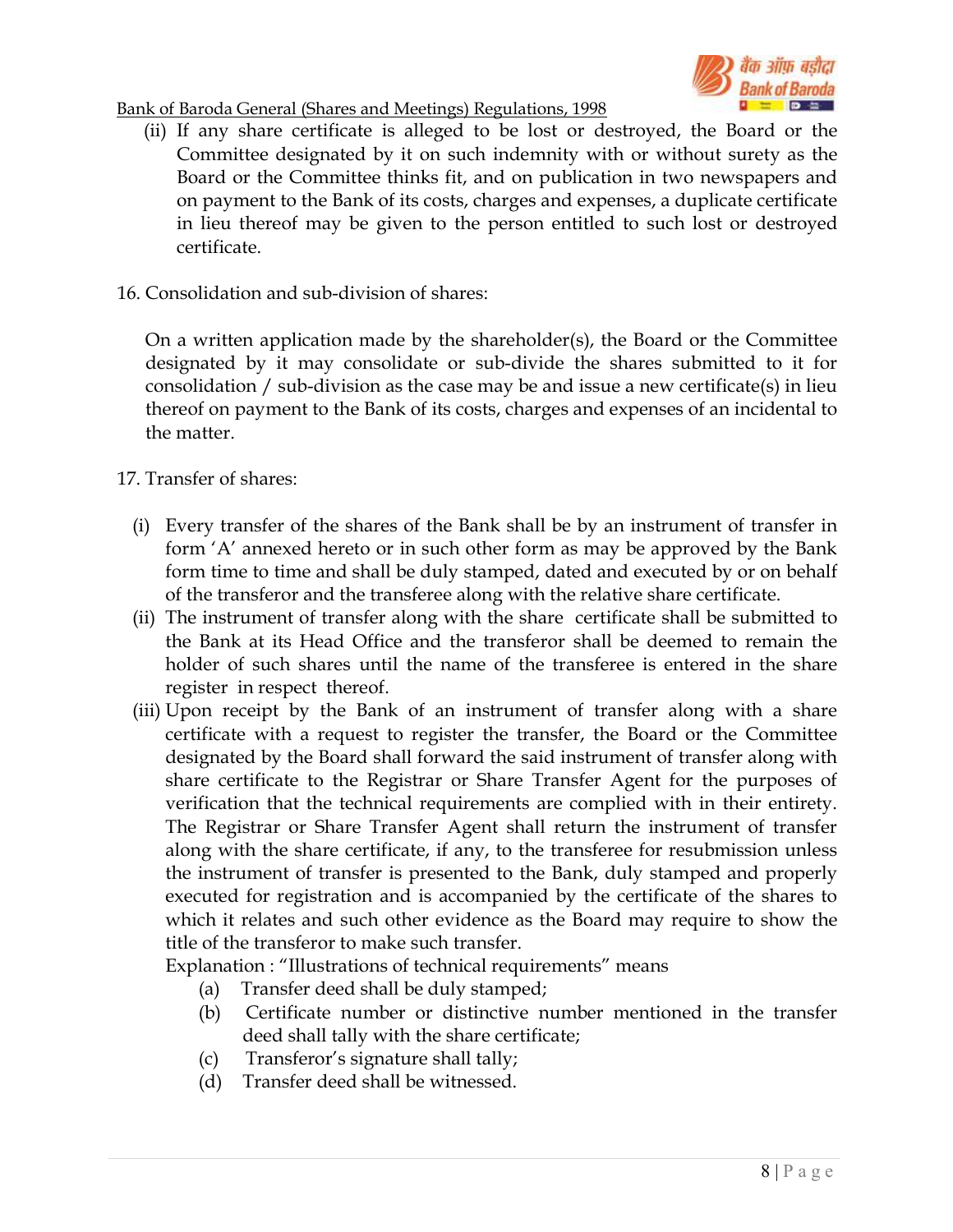(ii) If any share certificate is alleged to be lost or destroyed, the Board or the Committee designated by it on such indemnity with or without surety as the Board or the Committee thinks fit, and on publication in two newspapers and on payment to the Bank of its costs, charges and expenses, a duplicate certificate in lieu thereof may be given to the person entitled to such lost or destroyed certificate.

16. Consolidation and sub-division of shares:

On a written application made by the shareholder(s), the Board or the Committee designated by it may consolidate or sub-divide the shares submitted to it for consolidation / sub-division as the case may be and issue a new certificate(s) in lieu thereof on payment to the Bank of its costs, charges and expenses of an incidental to the matter.

17. Transfer of shares:

(i) Every transfer of the shares of the Bank shall be by an instrument of transfer in form 'A' annexed hereto or in such other form as may be approved by the Bank form time to time and shall be duly stamped, dated and executed by or on behalf of the transferor and the transferee along with the relative share certificate.

(ii) The instrument of transfer along with the share certificate shall be submitted to the Bank at its Head Office and the transferor shall be deemed to remain the holder of such shares until the name of the transferee is entered in the share register in respect thereof.

(iii) Upon receipt by the Bank of an instrument of transfer along with a share certificate with a request to register the transfer, the Board or the Committee designated by the Board shall forward the said instrument of transfer along with share certificate to the Registrar or Share Transfer Agent for the purposes of verification that the technical requirements are complied with in their entirety. The Registrar or Share Transfer Agent shall return the instrument of transfer along with the share certificate, if any, to the transferee for resubmission unless the instrument of transfer is presented to the Bank, duly stamped and properly executed for registration and is accompanied by the certificate of the shares to which it relates and such other evidence as the Board may require to show the title of the transferor to make such transfer.

Explanation : "Illustrations of technical requirements" means

(a) Transfer deed shall be duly stamped;
(b) Certificate number or distinctive number mentioned in the transfer deed shall tally with the share certificate;
(c) Transferor's signature shall tally;
(d) Transfer deed shall be witnessed.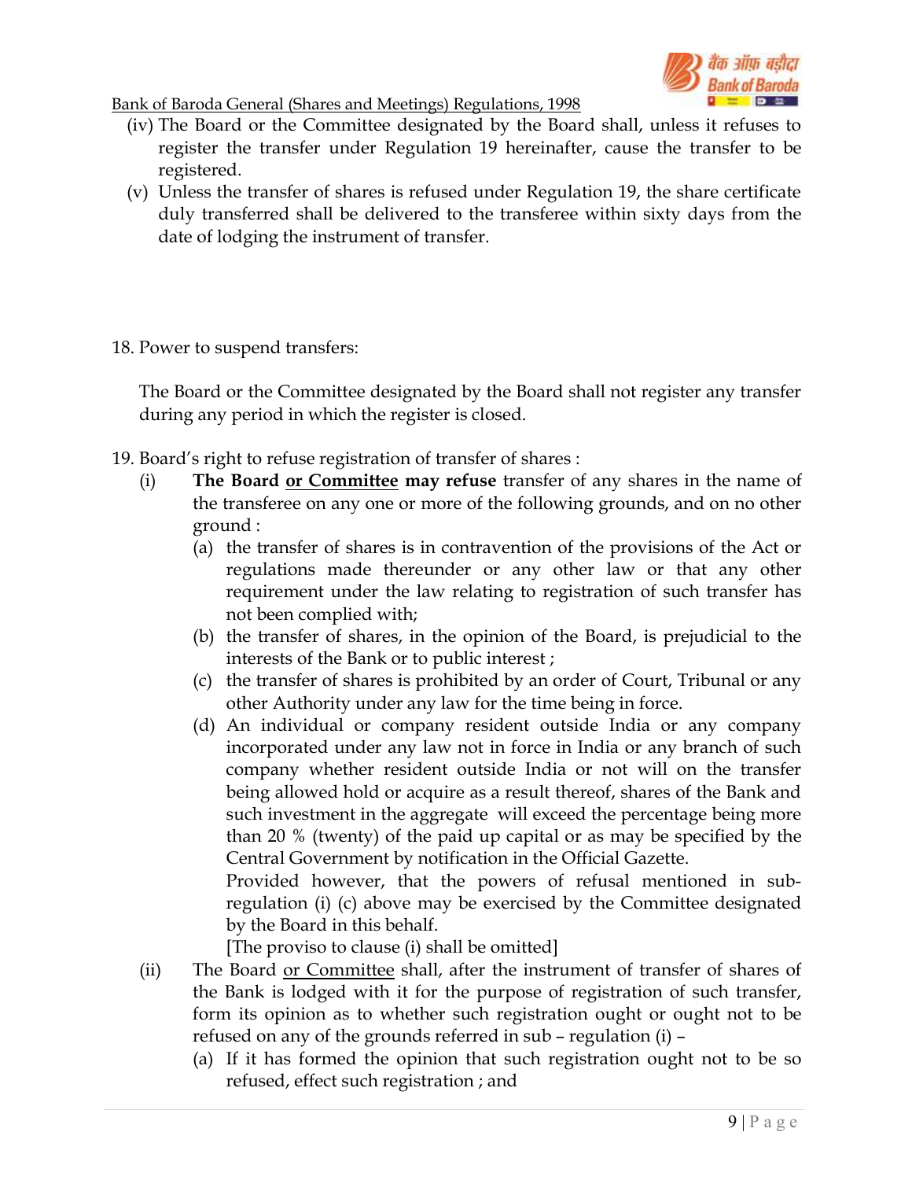(iv) The Board or the Committee designated by the Board shall, unless it refuses to register the transfer under Regulation 19 hereinafter, cause the transfer to be registered.

(v) Unless the transfer of shares is refused under Regulation 19, the share certificate duly transferred shall be delivered to the transferee within sixty days from the date of lodging the instrument of transfer.

18. Power to suspend transfers:

The Board or the Committee designated by the Board shall not register any transfer during any period in which the register is closed.

19. Board's right to refuse registration of transfer of shares :

(i) **The Board <u>or Committee</u> may refuse** transfer of any shares in the name of the transferee on any one or more of the following grounds, and on no other ground :

(a) the transfer of shares is in contravention of the provisions of the Act or regulations made thereunder or any other law or that any other requirement under the law relating to registration of such transfer has not been complied with;

(b) the transfer of shares, in the opinion of the Board, is prejudicial to the interests of the Bank or to public interest ;

(c) the transfer of shares is prohibited by an order of Court, Tribunal or any other Authority under any law for the time being in force.

(d) An individual or company resident outside India or any company incorporated under any law not in force in India or any branch of such company whether resident outside India or not will on the transfer being allowed hold or acquire as a result thereof, shares of the Bank and such investment in the aggregate will exceed the percentage being more than 20 % (twenty) of the paid up capital or as may be specified by the Central Government by notification in the Official Gazette.

Provided however, that the powers of refusal mentioned in sub-regulation (i) (c) above may be exercised by the Committee designated by the Board in this behalf.

[The proviso to clause (i) shall be omitted]

(ii) The Board <u>or Committee</u> shall, after the instrument of transfer of shares of the Bank is lodged with it for the purpose of registration of such transfer, form its opinion as to whether such registration ought or ought not to be refused on any of the grounds referred in sub – regulation (i) –

(a) If it has formed the opinion that such registration ought not to be so refused, effect such registration ; and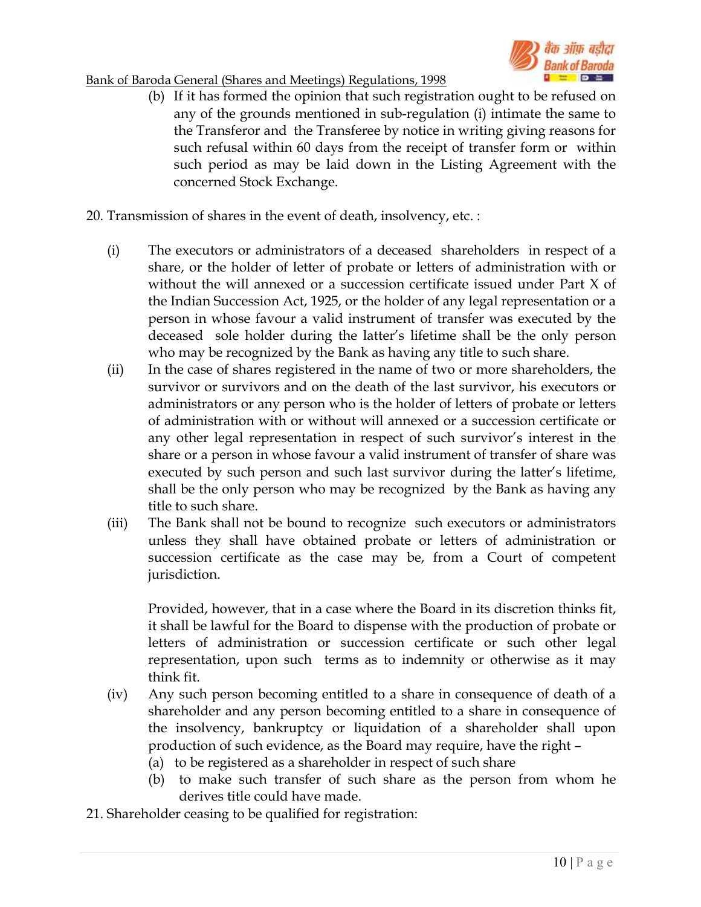(b) If it has formed the opinion that such registration ought to be refused on any of the grounds mentioned in sub-regulation (i) intimate the same to the Transferor and the Transferee by notice in writing giving reasons for such refusal within 60 days from the receipt of transfer form or within such period as may be laid down in the Listing Agreement with the concerned Stock Exchange.

20. Transmission of shares in the event of death, insolvency, etc. :

(i) The executors or administrators of a deceased shareholders in respect of a share, or the holder of letter of probate or letters of administration with or without the will annexed or a succession certificate issued under Part X of the Indian Succession Act, 1925, or the holder of any legal representation or a person in whose favour a valid instrument of transfer was executed by the deceased sole holder during the latter's lifetime shall be the only person who may be recognized by the Bank as having any title to such share.

(ii) In the case of shares registered in the name of two or more shareholders, the survivor or survivors and on the death of the last survivor, his executors or administrators or any person who is the holder of letters of probate or letters of administration with or without will annexed or a succession certificate or any other legal representation in respect of such survivor's interest in the share or a person in whose favour a valid instrument of transfer of share was executed by such person and such last survivor during the latter's lifetime, shall be the only person who may be recognized by the Bank as having any title to such share.

(iii) The Bank shall not be bound to recognize such executors or administrators unless they shall have obtained probate or letters of administration or succession certificate as the case may be, from a Court of competent jurisdiction.

Provided, however, that in a case where the Board in its discretion thinks fit, it shall be lawful for the Board to dispense with the production of probate or letters of administration or succession certificate or such other legal representation, upon such terms as to indemnity or otherwise as it may think fit.

(iv) Any such person becoming entitled to a share in consequence of death of a shareholder and any person becoming entitled to a share in consequence of the insolvency, bankruptcy or liquidation of a shareholder shall upon production of such evidence, as the Board may require, have the right –
   (a) to be registered as a shareholder in respect of such share
   (b) to make such transfer of such share as the person from whom he derives title could have made.

21. Shareholder ceasing to be qualified for registration: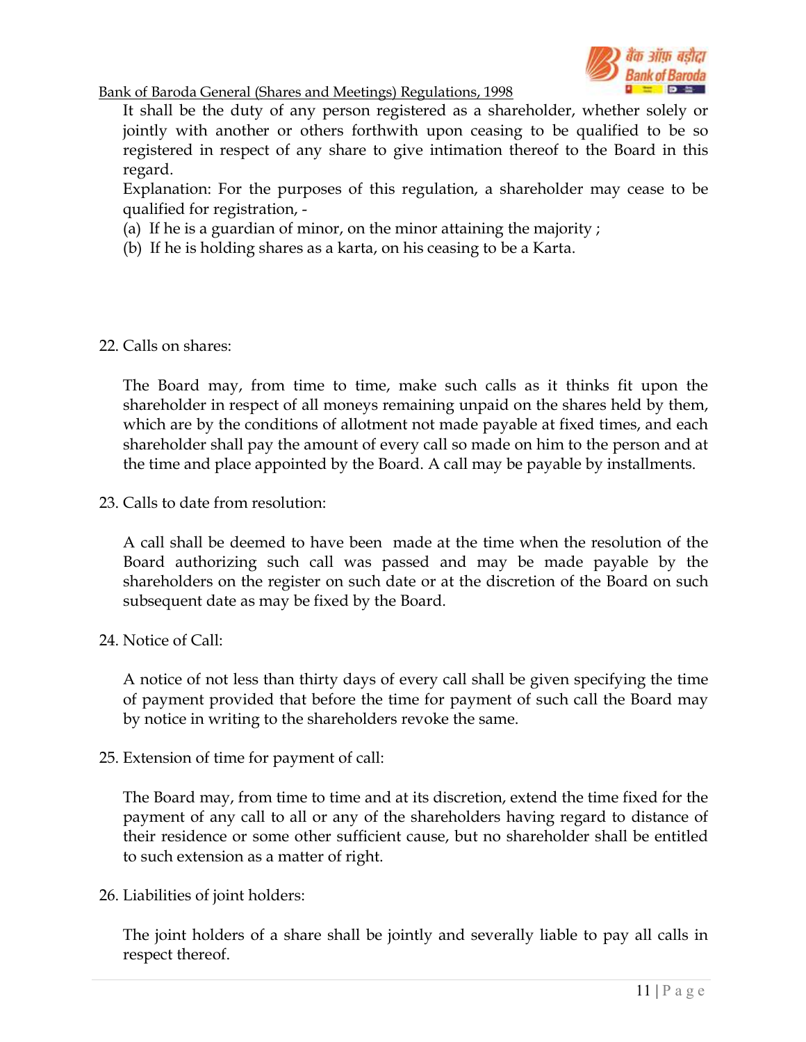It shall be the duty of any person registered as a shareholder, whether solely or jointly with another or others forthwith upon ceasing to be qualified to be so registered in respect of any share to give intimation thereof to the Board in this regard.

Explanation: For the purposes of this regulation, a shareholder may cease to be qualified for registration, -

(a) If he is a guardian of minor, on the minor attaining the majority ;

(b) If he is holding shares as a karta, on his ceasing to be a Karta.

22. Calls on shares:

The Board may, from time to time, make such calls as it thinks fit upon the shareholder in respect of all moneys remaining unpaid on the shares held by them, which are by the conditions of allotment not made payable at fixed times, and each shareholder shall pay the amount of every call so made on him to the person and at the time and place appointed by the Board. A call may be payable by installments.

23. Calls to date from resolution:

A call shall be deemed to have been made at the time when the resolution of the Board authorizing such call was passed and may be made payable by the shareholders on the register on such date or at the discretion of the Board on such subsequent date as may be fixed by the Board.

24. Notice of Call:

A notice of not less than thirty days of every call shall be given specifying the time of payment provided that before the time for payment of such call the Board may by notice in writing to the shareholders revoke the same.

25. Extension of time for payment of call:

The Board may, from time to time and at its discretion, extend the time fixed for the payment of any call to all or any of the shareholders having regard to distance of their residence or some other sufficient cause, but no shareholder shall be entitled to such extension as a matter of right.

26. Liabilities of joint holders:

The joint holders of a share shall be jointly and severally liable to pay all calls in respect thereof.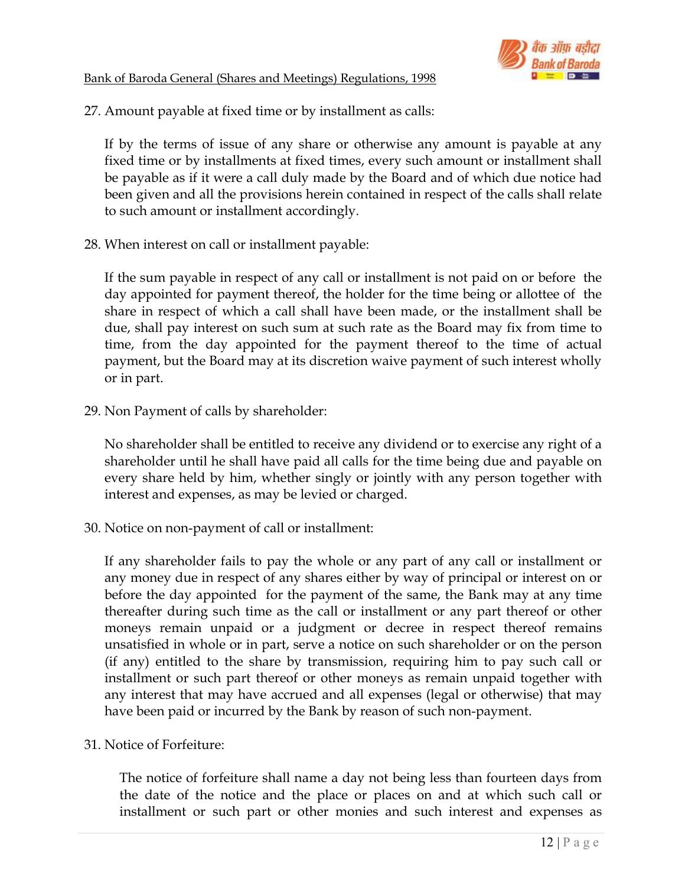27. Amount payable at fixed time or by installment as calls:

    If by the terms of issue of any share or otherwise any amount is payable at any fixed time or by installments at fixed times, every such amount or installment shall be payable as if it were a call duly made by the Board and of which due notice had been given and all the provisions herein contained in respect of the calls shall relate to such amount or installment accordingly.

28. When interest on call or installment payable:

    If the sum payable in respect of any call or installment is not paid on or before the day appointed for payment thereof, the holder for the time being or allottee of the share in respect of which a call shall have been made, or the installment shall be due, shall pay interest on such sum at such rate as the Board may fix from time to time, from the day appointed for the payment thereof to the time of actual payment, but the Board may at its discretion waive payment of such interest wholly or in part.

29. Non Payment of calls by shareholder:

    No shareholder shall be entitled to receive any dividend or to exercise any right of a shareholder until he shall have paid all calls for the time being due and payable on every share held by him, whether singly or jointly with any person together with interest and expenses, as may be levied or charged.

30. Notice on non-payment of call or installment:

    If any shareholder fails to pay the whole or any part of any call or installment or any money due in respect of any shares either by way of principal or interest on or before the day appointed for the payment of the same, the Bank may at any time thereafter during such time as the call or installment or any part thereof or other moneys remain unpaid or a judgment or decree in respect thereof remains unsatisfied in whole or in part, serve a notice on such shareholder or on the person (if any) entitled to the share by transmission, requiring him to pay such call or installment or such part thereof or other moneys as remain unpaid together with any interest that may have accrued and all expenses (legal or otherwise) that may have been paid or incurred by the Bank by reason of such non-payment.

31. Notice of Forfeiture:

    The notice of forfeiture shall name a day not being less than fourteen days from the date of the notice and the place or places on and at which such call or installment or such part or other monies and such interest and expenses as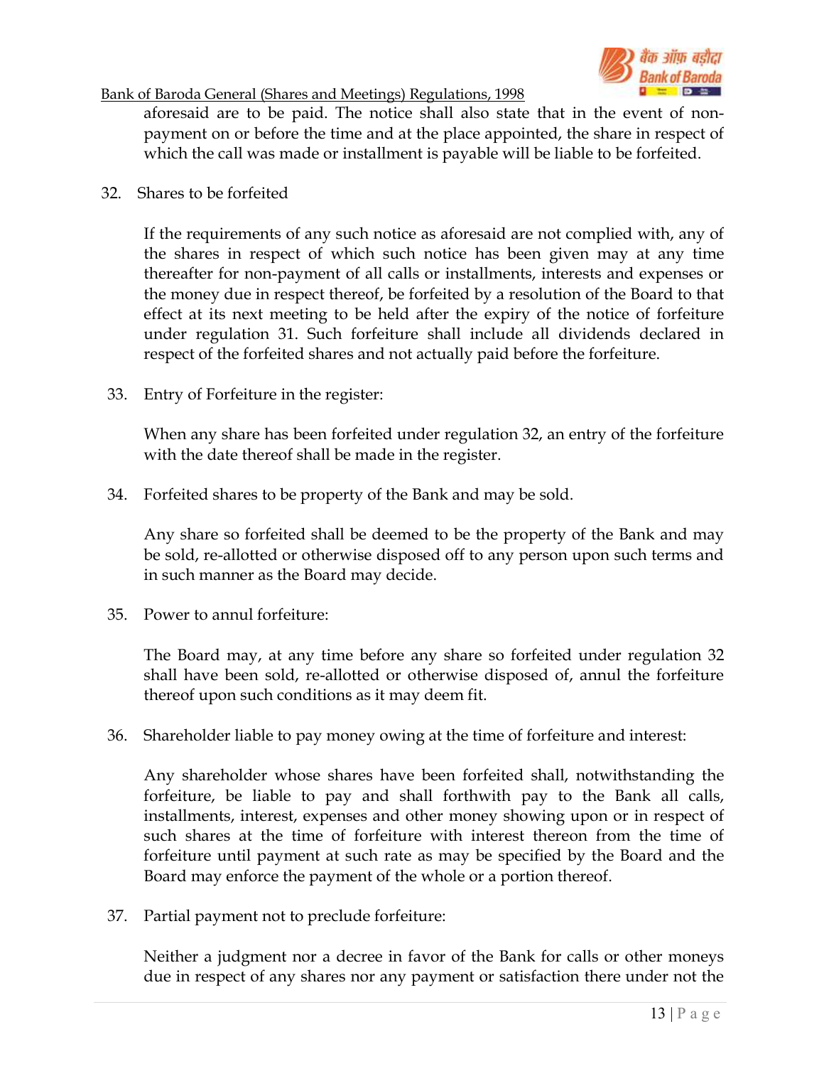aforesaid are to be paid. The notice shall also state that in the event of non-payment on or before the time and at the place appointed, the share in respect of which the call was made or installment is payable will be liable to be forfeited.

32. Shares to be forfeited

If the requirements of any such notice as aforesaid are not complied with, any of the shares in respect of which such notice has been given may at any time thereafter for non-payment of all calls or installments, interests and expenses or the money due in respect thereof, be forfeited by a resolution of the Board to that effect at its next meeting to be held after the expiry of the notice of forfeiture under regulation 31. Such forfeiture shall include all dividends declared in respect of the forfeited shares and not actually paid before the forfeiture.

33. Entry of Forfeiture in the register:

When any share has been forfeited under regulation 32, an entry of the forfeiture with the date thereof shall be made in the register.

34. Forfeited shares to be property of the Bank and may be sold.

Any share so forfeited shall be deemed to be the property of the Bank and may be sold, re-allotted or otherwise disposed off to any person upon such terms and in such manner as the Board may decide.

35. Power to annul forfeiture:

The Board may, at any time before any share so forfeited under regulation 32 shall have been sold, re-allotted or otherwise disposed of, annul the forfeiture thereof upon such conditions as it may deem fit.

36. Shareholder liable to pay money owing at the time of forfeiture and interest:

Any shareholder whose shares have been forfeited shall, notwithstanding the forfeiture, be liable to pay and shall forthwith pay to the Bank all calls, installments, interest, expenses and other money showing upon or in respect of such shares at the time of forfeiture with interest thereon from the time of forfeiture until payment at such rate as may be specified by the Board and the Board may enforce the payment of the whole or a portion thereof.

37. Partial payment not to preclude forfeiture:

Neither a judgment nor a decree in favor of the Bank for calls or other moneys due in respect of any shares nor any payment or satisfaction there under not the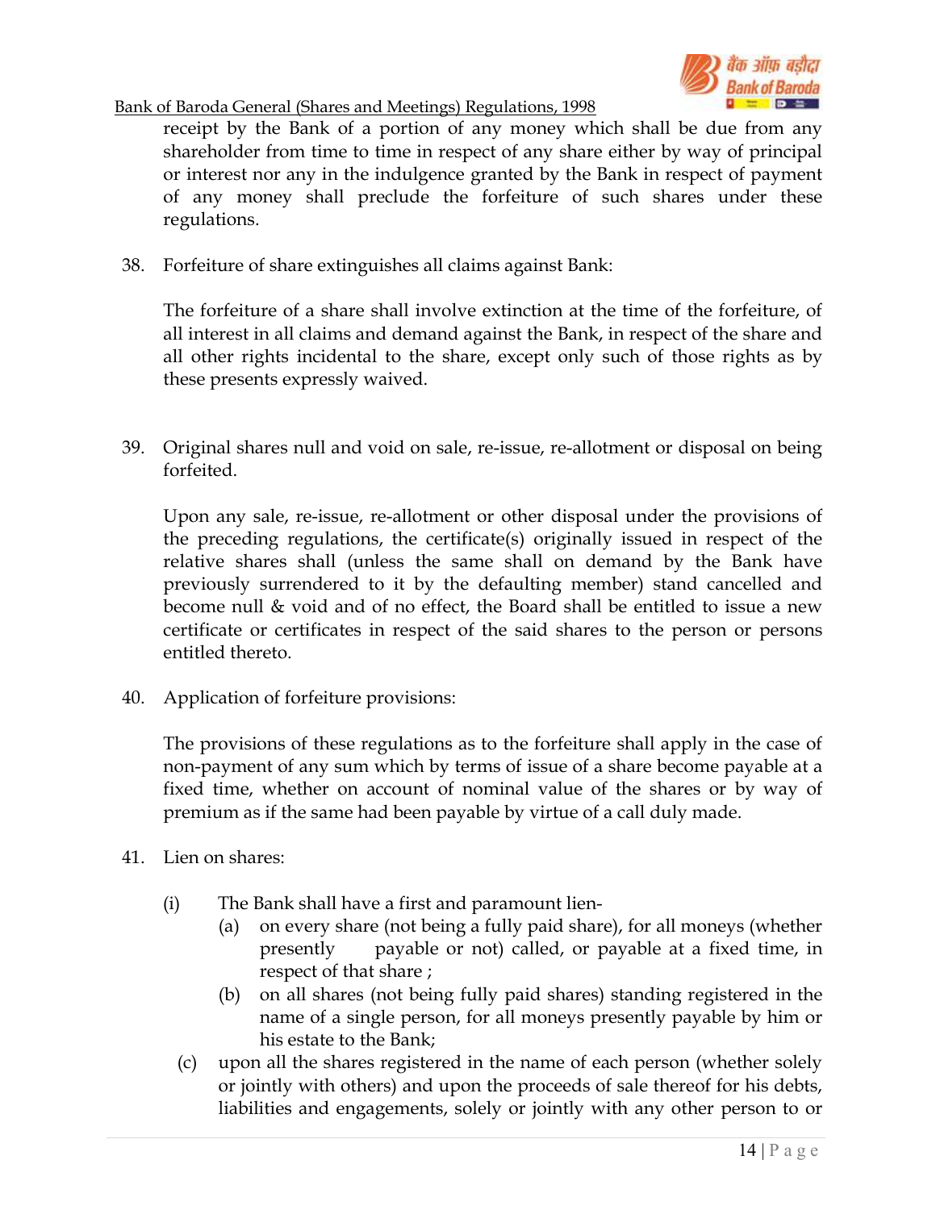receipt by the Bank of a portion of any money which shall be due from any shareholder from time to time in respect of any share either by way of principal or interest nor any in the indulgence granted by the Bank in respect of payment of any money shall preclude the forfeiture of such shares under these regulations.

38. Forfeiture of share extinguishes all claims against Bank:

    The forfeiture of a share shall involve extinction at the time of the forfeiture, of all interest in all claims and demand against the Bank, in respect of the share and all other rights incidental to the share, except only such of those rights as by these presents expressly waived.

39. Original shares null and void on sale, re-issue, re-allotment or disposal on being forfeited.

    Upon any sale, re-issue, re-allotment or other disposal under the provisions of the preceding regulations, the certificate(s) originally issued in respect of the relative shares shall (unless the same shall on demand by the Bank have previously surrendered to it by the defaulting member) stand cancelled and become null & void and of no effect, the Board shall be entitled to issue a new certificate or certificates in respect of the said shares to the person or persons entitled thereto.

40. Application of forfeiture provisions:

    The provisions of these regulations as to the forfeiture shall apply in the case of non-payment of any sum which by terms of issue of a share become payable at a fixed time, whether on account of nominal value of the shares or by way of premium as if the same had been payable by virtue of a call duly made.

41. Lien on shares:

    (i) The Bank shall have a first and paramount lien-
        (a) on every share (not being a fully paid share), for all moneys (whether presently payable or not) called, or payable at a fixed time, in respect of that share ;
        (b) on all shares (not being fully paid shares) standing registered in the name of a single person, for all moneys presently payable by him or his estate to the Bank;
        (c) upon all the shares registered in the name of each person (whether solely or jointly with others) and upon the proceeds of sale thereof for his debts, liabilities and engagements, solely or jointly with any other person to or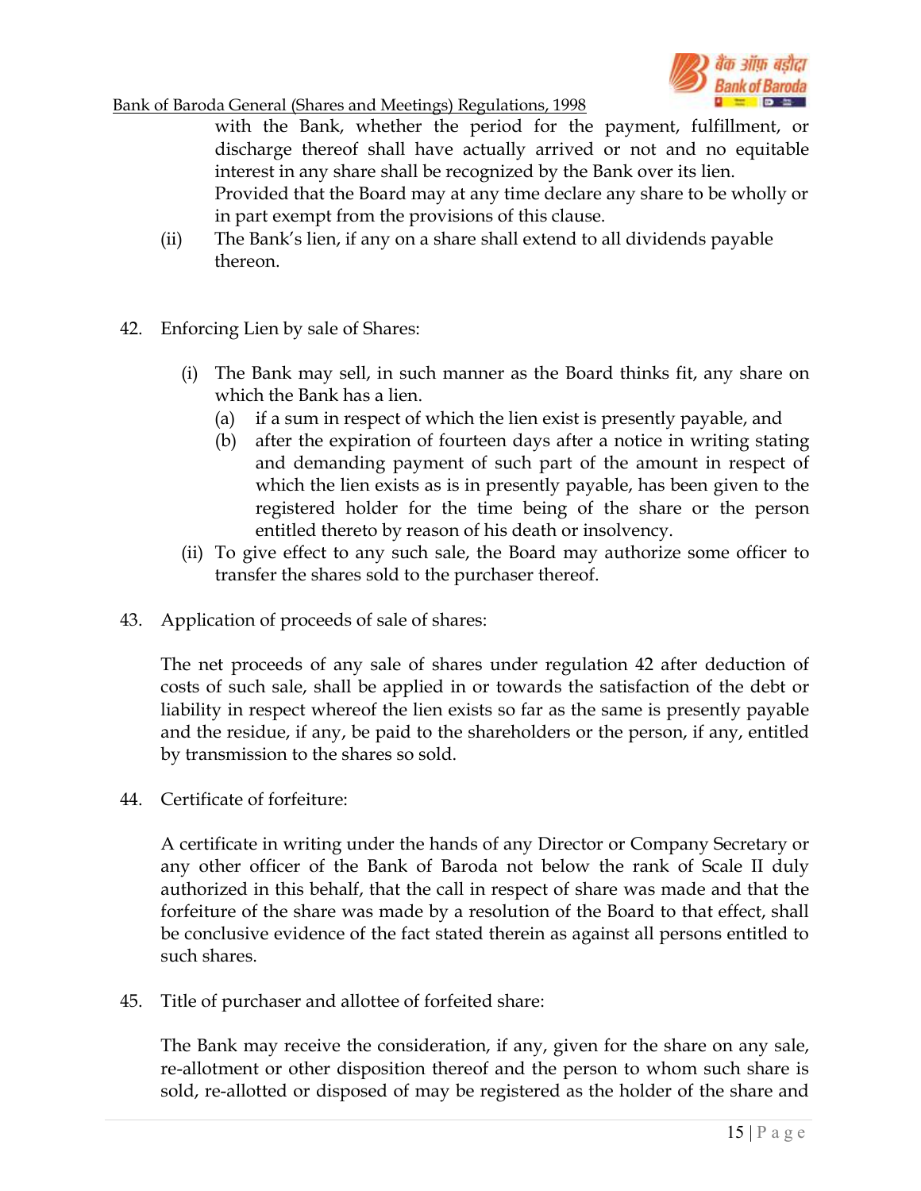with the Bank, whether the period for the payment, fulfillment, or discharge thereof shall have actually arrived or not and no equitable interest in any share shall be recognized by the Bank over its lien.
Provided that the Board may at any time declare any share to be wholly or in part exempt from the provisions of this clause.

(ii) The Bank's lien, if any on a share shall extend to all dividends payable thereon.

42. Enforcing Lien by sale of Shares:

(i) The Bank may sell, in such manner as the Board thinks fit, any share on which the Bank has a lien.

(a) if a sum in respect of which the lien exist is presently payable, and

(b) after the expiration of fourteen days after a notice in writing stating and demanding payment of such part of the amount in respect of which the lien exists as is in presently payable, has been given to the registered holder for the time being of the share or the person entitled thereto by reason of his death or insolvency.

(ii) To give effect to any such sale, the Board may authorize some officer to transfer the shares sold to the purchaser thereof.

43. Application of proceeds of sale of shares:

The net proceeds of any sale of shares under regulation 42 after deduction of costs of such sale, shall be applied in or towards the satisfaction of the debt or liability in respect whereof the lien exists so far as the same is presently payable and the residue, if any, be paid to the shareholders or the person, if any, entitled by transmission to the shares so sold.

44. Certificate of forfeiture:

A certificate in writing under the hands of any Director or Company Secretary or any other officer of the Bank of Baroda not below the rank of Scale II duly authorized in this behalf, that the call in respect of share was made and that the forfeiture of the share was made by a resolution of the Board to that effect, shall be conclusive evidence of the fact stated therein as against all persons entitled to such shares.

45. Title of purchaser and allottee of forfeited share:

The Bank may receive the consideration, if any, given for the share on any sale, re-allotment or other disposition thereof and the person to whom such share is sold, re-allotted or disposed of may be registered as the holder of the share and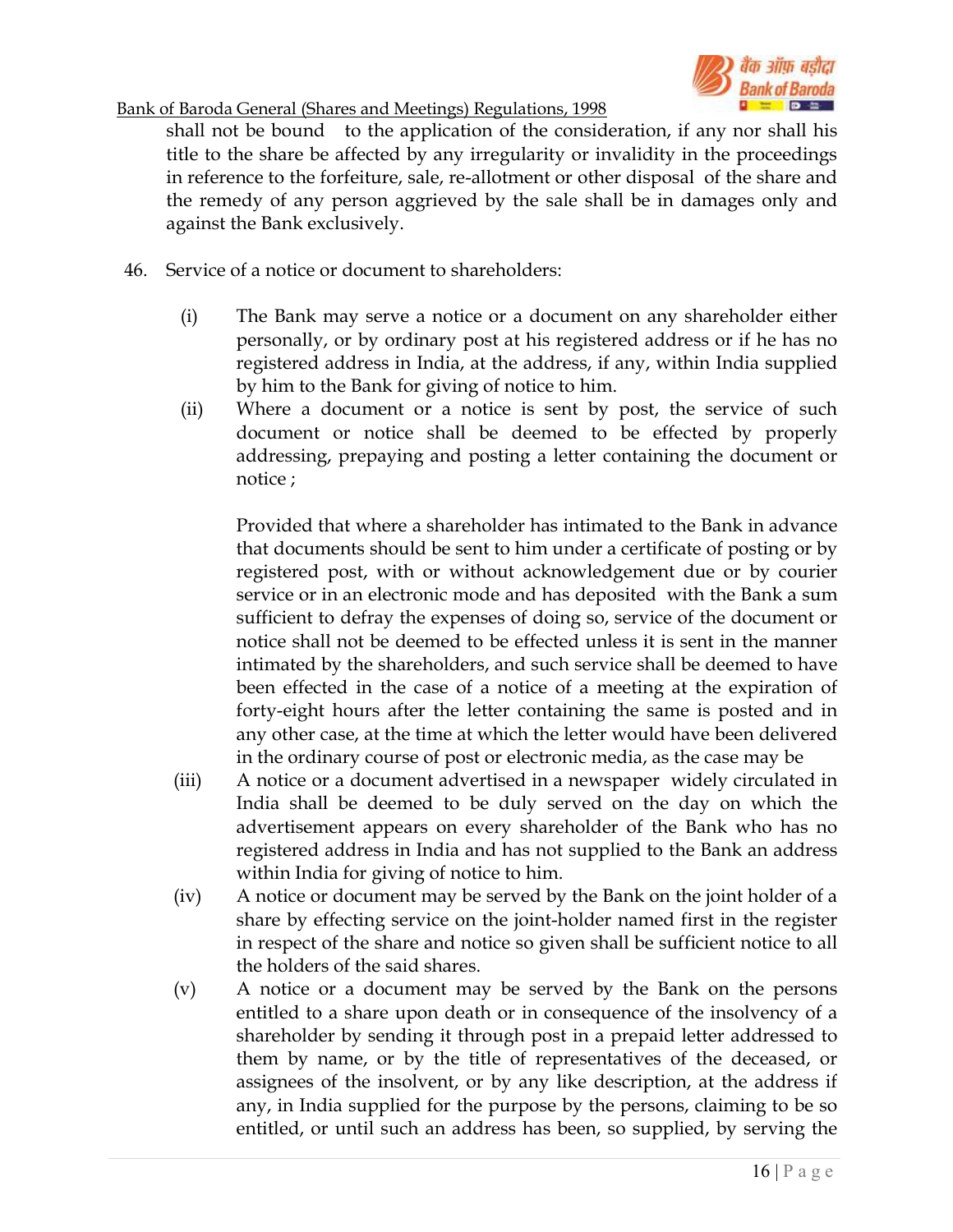shall not be bound to the application of the consideration, if any nor shall his title to the share be affected by any irregularity or invalidity in the proceedings in reference to the forfeiture, sale, re-allotment or other disposal of the share and the remedy of any person aggrieved by the sale shall be in damages only and against the Bank exclusively.

46. Service of a notice or document to shareholders:

(i) The Bank may serve a notice or a document on any shareholder either personally, or by ordinary post at his registered address or if he has no registered address in India, at the address, if any, within India supplied by him to the Bank for giving of notice to him.

(ii) Where a document or a notice is sent by post, the service of such document or notice shall be deemed to be effected by properly addressing, prepaying and posting a letter containing the document or notice ;

Provided that where a shareholder has intimated to the Bank in advance that documents should be sent to him under a certificate of posting or by registered post, with or without acknowledgement due or by courier service or in an electronic mode and has deposited with the Bank a sum sufficient to defray the expenses of doing so, service of the document or notice shall not be deemed to be effected unless it is sent in the manner intimated by the shareholders, and such service shall be deemed to have been effected in the case of a notice of a meeting at the expiration of forty-eight hours after the letter containing the same is posted and in any other case, at the time at which the letter would have been delivered in the ordinary course of post or electronic media, as the case may be

(iii) A notice or a document advertised in a newspaper widely circulated in India shall be deemed to be duly served on the day on which the advertisement appears on every shareholder of the Bank who has no registered address in India and has not supplied to the Bank an address within India for giving of notice to him.

(iv) A notice or document may be served by the Bank on the joint holder of a share by effecting service on the joint-holder named first in the register in respect of the share and notice so given shall be sufficient notice to all the holders of the said shares.

(v) A notice or a document may be served by the Bank on the persons entitled to a share upon death or in consequence of the insolvency of a shareholder by sending it through post in a prepaid letter addressed to them by name, or by the title of representatives of the deceased, or assignees of the insolvent, or by any like description, at the address if any, in India supplied for the purpose by the persons, claiming to be so entitled, or until such an address has been, so supplied, by serving the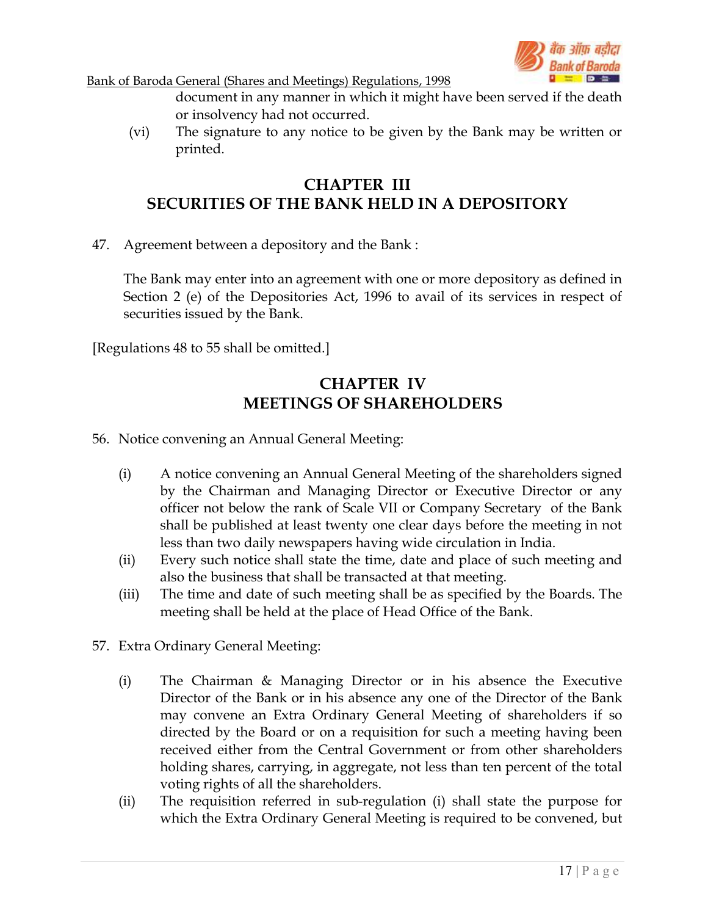document in any manner in which it might have been served if the death or insolvency had not occurred.

(vi) The signature to any notice to be given by the Bank may be written or printed.

## CHAPTER III
## SECURITIES OF THE BANK HELD IN A DEPOSITORY

47. Agreement between a depository and the Bank :

The Bank may enter into an agreement with one or more depository as defined in Section 2 (e) of the Depositories Act, 1996 to avail of its services in respect of securities issued by the Bank.

[Regulations 48 to 55 shall be omitted.]

## CHAPTER IV
## MEETINGS OF SHAREHOLDERS

56. Notice convening an Annual General Meeting:

(i) A notice convening an Annual General Meeting of the shareholders signed by the Chairman and Managing Director or Executive Director or any officer not below the rank of Scale VII or Company Secretary of the Bank shall be published at least twenty one clear days before the meeting in not less than two daily newspapers having wide circulation in India.

(ii) Every such notice shall state the time, date and place of such meeting and also the business that shall be transacted at that meeting.

(iii) The time and date of such meeting shall be as specified by the Boards. The meeting shall be held at the place of Head Office of the Bank.

57. Extra Ordinary General Meeting:

(i) The Chairman & Managing Director or in his absence the Executive Director of the Bank or in his absence any one of the Director of the Bank may convene an Extra Ordinary General Meeting of shareholders if so directed by the Board or on a requisition for such a meeting having been received either from the Central Government or from other shareholders holding shares, carrying, in aggregate, not less than ten percent of the total voting rights of all the shareholders.

(ii) The requisition referred in sub-regulation (i) shall state the purpose for which the Extra Ordinary General Meeting is required to be convened, but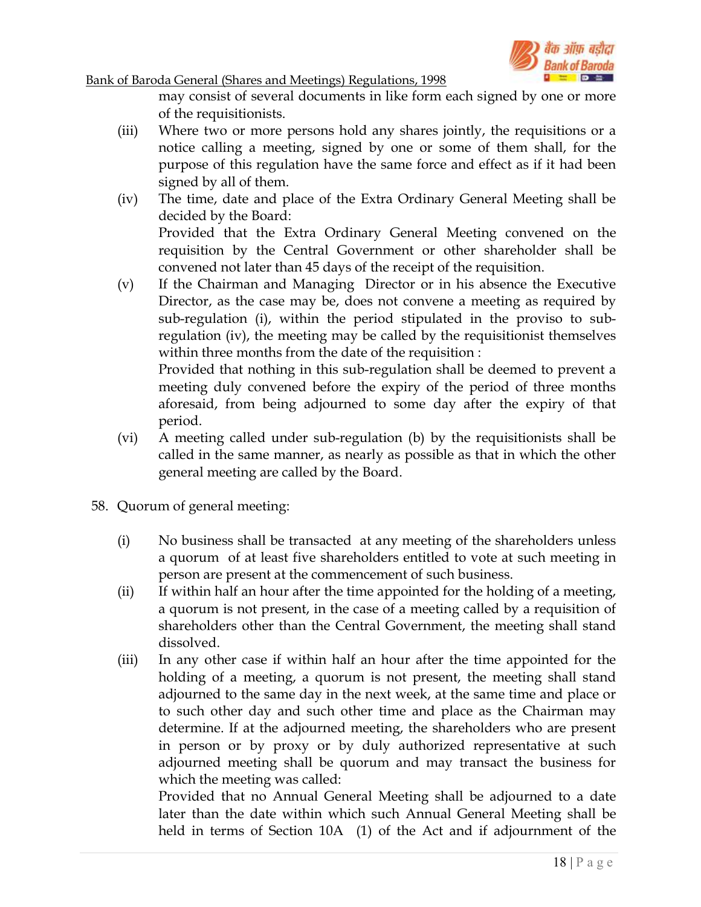may consist of several documents in like form each signed by one or more of the requisitionists.

(iii) Where two or more persons hold any shares jointly, the requisitions or a notice calling a meeting, signed by one or some of them shall, for the purpose of this regulation have the same force and effect as if it had been signed by all of them.

(iv) The time, date and place of the Extra Ordinary General Meeting shall be decided by the Board:

Provided that the Extra Ordinary General Meeting convened on the requisition by the Central Government or other shareholder shall be convened not later than 45 days of the receipt of the requisition.

(v) If the Chairman and Managing Director or in his absence the Executive Director, as the case may be, does not convene a meeting as required by sub-regulation (i), within the period stipulated in the proviso to sub-regulation (iv), the meeting may be called by the requisitionist themselves within three months from the date of the requisition :

Provided that nothing in this sub-regulation shall be deemed to prevent a meeting duly convened before the expiry of the period of three months aforesaid, from being adjourned to some day after the expiry of that period.

(vi) A meeting called under sub-regulation (b) by the requisitionists shall be called in the same manner, as nearly as possible as that in which the other general meeting are called by the Board.

58. Quorum of general meeting:

(i) No business shall be transacted at any meeting of the shareholders unless a quorum of at least five shareholders entitled to vote at such meeting in person are present at the commencement of such business.

(ii) If within half an hour after the time appointed for the holding of a meeting, a quorum is not present, in the case of a meeting called by a requisition of shareholders other than the Central Government, the meeting shall stand dissolved.

(iii) In any other case if within half an hour after the time appointed for the holding of a meeting, a quorum is not present, the meeting shall stand adjourned to the same day in the next week, at the same time and place or to such other day and such other time and place as the Chairman may determine. If at the adjourned meeting, the shareholders who are present in person or by proxy or by duly authorized representative at such adjourned meeting shall be quorum and may transact the business for which the meeting was called:

Provided that no Annual General Meeting shall be adjourned to a date later than the date within which such Annual General Meeting shall be held in terms of Section 10A (1) of the Act and if adjournment of the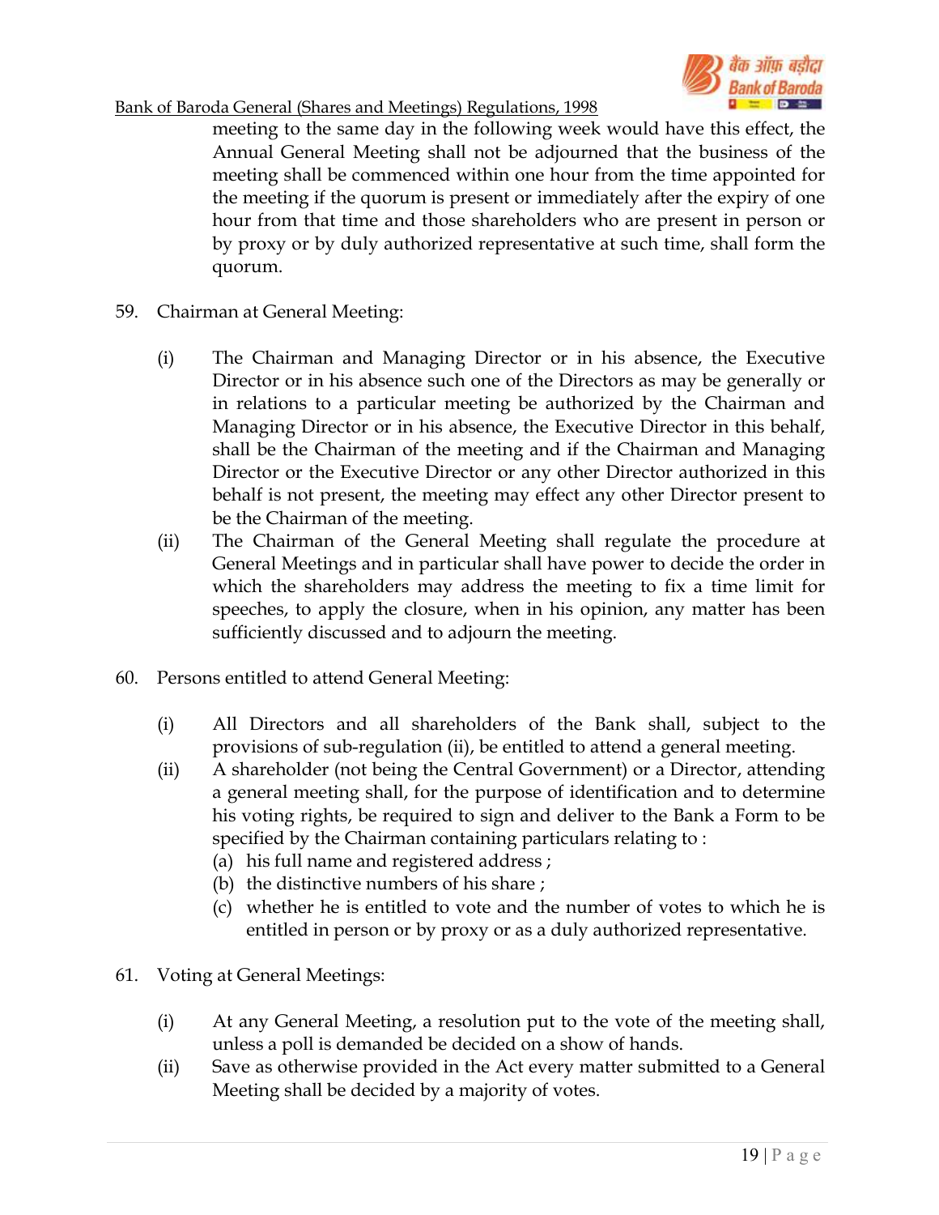meeting to the same day in the following week would have this effect, the Annual General Meeting shall not be adjourned that the business of the meeting shall be commenced within one hour from the time appointed for the meeting if the quorum is present or immediately after the expiry of one hour from that time and those shareholders who are present in person or by proxy or by duly authorized representative at such time, shall form the quorum.

59. Chairman at General Meeting:

(i) The Chairman and Managing Director or in his absence, the Executive Director or in his absence such one of the Directors as may be generally or in relations to a particular meeting be authorized by the Chairman and Managing Director or in his absence, the Executive Director in this behalf, shall be the Chairman of the meeting and if the Chairman and Managing Director or the Executive Director or any other Director authorized in this behalf is not present, the meeting may effect any other Director present to be the Chairman of the meeting.

(ii) The Chairman of the General Meeting shall regulate the procedure at General Meetings and in particular shall have power to decide the order in which the shareholders may address the meeting to fix a time limit for speeches, to apply the closure, when in his opinion, any matter has been sufficiently discussed and to adjourn the meeting.

60. Persons entitled to attend General Meeting:

(i) All Directors and all shareholders of the Bank shall, subject to the provisions of sub-regulation (ii), be entitled to attend a general meeting.

(ii) A shareholder (not being the Central Government) or a Director, attending a general meeting shall, for the purpose of identification and to determine his voting rights, be required to sign and deliver to the Bank a Form to be specified by the Chairman containing particulars relating to :

(a) his full name and registered address ;

(b) the distinctive numbers of his share ;

(c) whether he is entitled to vote and the number of votes to which he is entitled in person or by proxy or as a duly authorized representative.

61. Voting at General Meetings:

(i) At any General Meeting, a resolution put to the vote of the meeting shall, unless a poll is demanded be decided on a show of hands.

(ii) Save as otherwise provided in the Act every matter submitted to a General Meeting shall be decided by a majority of votes.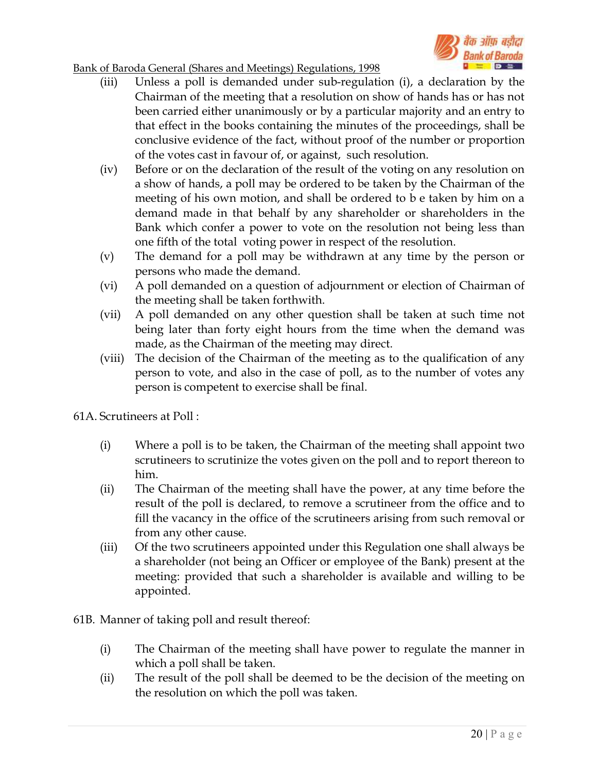(iii) Unless a poll is demanded under sub-regulation (i), a declaration by the Chairman of the meeting that a resolution on show of hands has or has not been carried either unanimously or by a particular majority and an entry to that effect in the books containing the minutes of the proceedings, shall be conclusive evidence of the fact, without proof of the number or proportion of the votes cast in favour of, or against, such resolution.

(iv) Before or on the declaration of the result of the voting on any resolution on a show of hands, a poll may be ordered to be taken by the Chairman of the meeting of his own motion, and shall be ordered to b e taken by him on a demand made in that behalf by any shareholder or shareholders in the Bank which confer a power to vote on the resolution not being less than one fifth of the total voting power in respect of the resolution.

(v) The demand for a poll may be withdrawn at any time by the person or persons who made the demand.

(vi) A poll demanded on a question of adjournment or election of Chairman of the meeting shall be taken forthwith.

(vii) A poll demanded on any other question shall be taken at such time not being later than forty eight hours from the time when the demand was made, as the Chairman of the meeting may direct.

(viii) The decision of the Chairman of the meeting as to the qualification of any person to vote, and also in the case of poll, as to the number of votes any person is competent to exercise shall be final.

61A. Scrutineers at Poll :

(i) Where a poll is to be taken, the Chairman of the meeting shall appoint two scrutineers to scrutinize the votes given on the poll and to report thereon to him.

(ii) The Chairman of the meeting shall have the power, at any time before the result of the poll is declared, to remove a scrutineer from the office and to fill the vacancy in the office of the scrutineers arising from such removal or from any other cause.

(iii) Of the two scrutineers appointed under this Regulation one shall always be a shareholder (not being an Officer or employee of the Bank) present at the meeting: provided that such a shareholder is available and willing to be appointed.

61B. Manner of taking poll and result thereof:

(i) The Chairman of the meeting shall have power to regulate the manner in which a poll shall be taken.

(ii) The result of the poll shall be deemed to be the decision of the meeting on the resolution on which the poll was taken.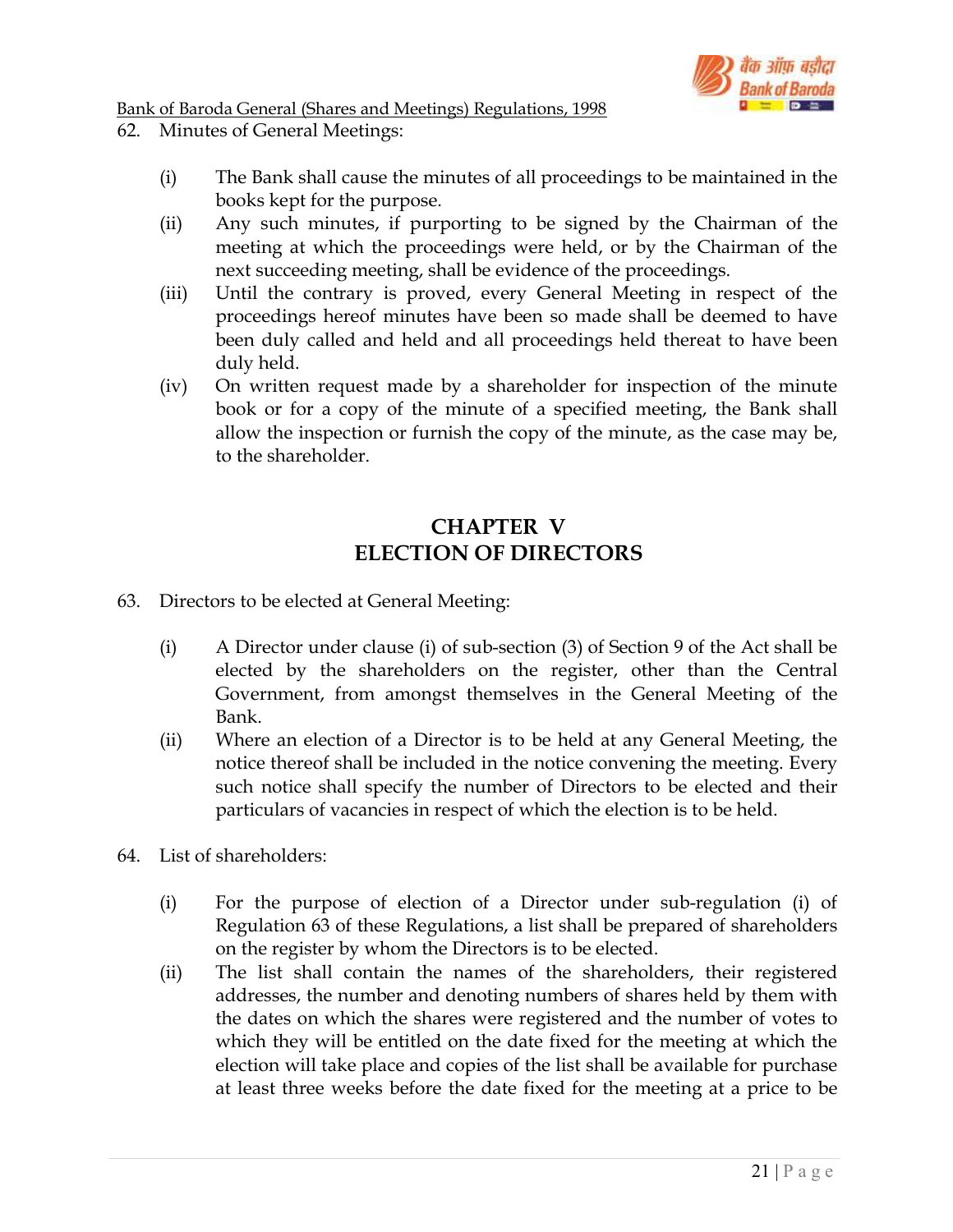62. Minutes of General Meetings:

   (i) The Bank shall cause the minutes of all proceedings to be maintained in the books kept for the purpose.

   (ii) Any such minutes, if purporting to be signed by the Chairman of the meeting at which the proceedings were held, or by the Chairman of the next succeeding meeting, shall be evidence of the proceedings.

   (iii) Until the contrary is proved, every General Meeting in respect of the proceedings hereof minutes have been so made shall be deemed to have been duly called and held and all proceedings held thereat to have been duly held.

   (iv) On written request made by a shareholder for inspection of the minute book or for a copy of the minute of a specified meeting, the Bank shall allow the inspection or furnish the copy of the minute, as the case may be, to the shareholder.

## CHAPTER V
## ELECTION OF DIRECTORS

63. Directors to be elected at General Meeting:

   (i) A Director under clause (i) of sub-section (3) of Section 9 of the Act shall be elected by the shareholders on the register, other than the Central Government, from amongst themselves in the General Meeting of the Bank.

   (ii) Where an election of a Director is to be held at any General Meeting, the notice thereof shall be included in the notice convening the meeting. Every such notice shall specify the number of Directors to be elected and their particulars of vacancies in respect of which the election is to be held.

64. List of shareholders:

   (i) For the purpose of election of a Director under sub-regulation (i) of Regulation 63 of these Regulations, a list shall be prepared of shareholders on the register by whom the Directors is to be elected.

   (ii) The list shall contain the names of the shareholders, their registered addresses, the number and denoting numbers of shares held by them with the dates on which the shares were registered and the number of votes to which they will be entitled on the date fixed for the meeting at which the election will take place and copies of the list shall be available for purchase at least three weeks before the date fixed for the meeting at a price to be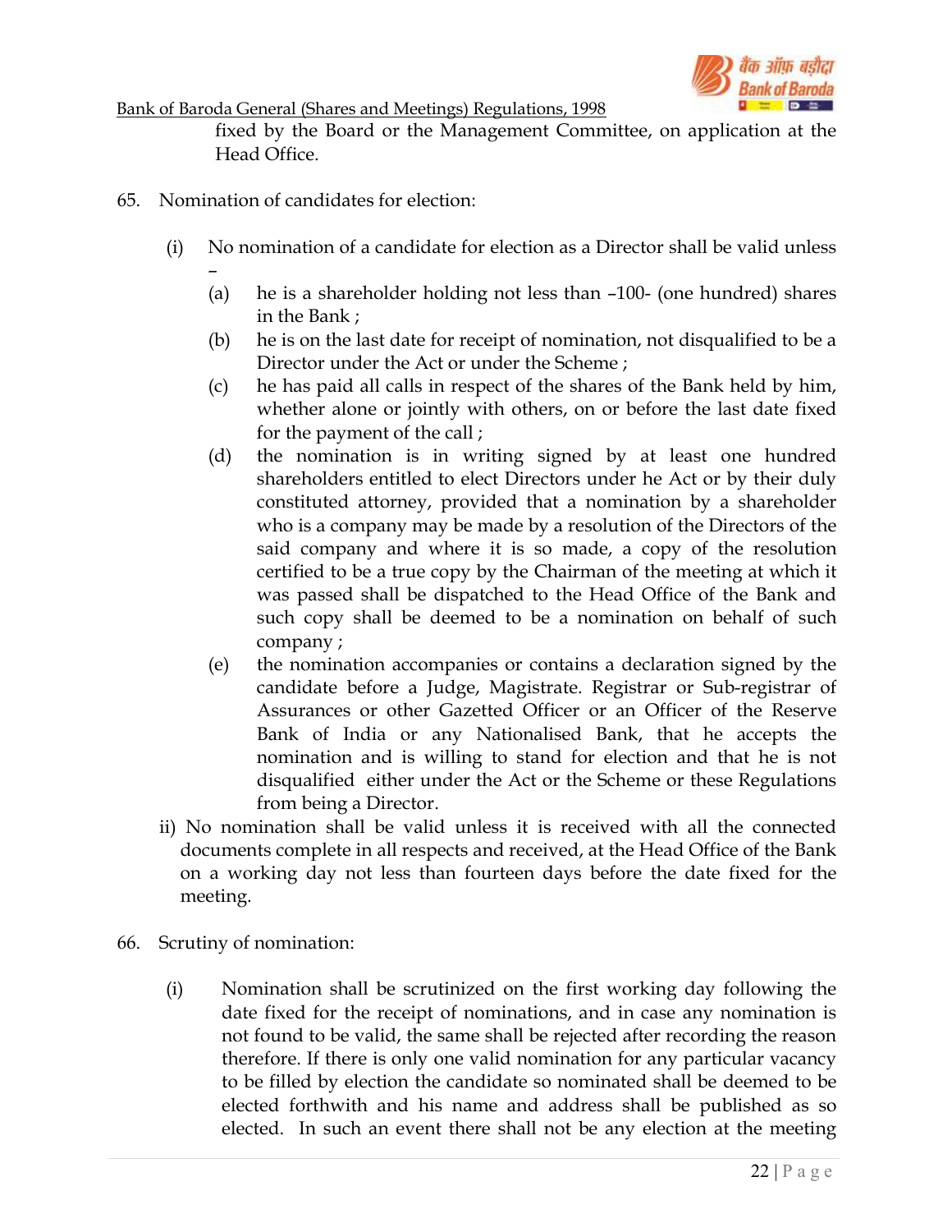fixed by the Board or the Management Committee, on application at the Head Office.

65. Nomination of candidates for election:

(i) No nomination of a candidate for election as a Director shall be valid unless –

(a) he is a shareholder holding not less than –100- (one hundred) shares in the Bank ;

(b) he is on the last date for receipt of nomination, not disqualified to be a Director under the Act or under the Scheme ;

(c) he has paid all calls in respect of the shares of the Bank held by him, whether alone or jointly with others, on or before the last date fixed for the payment of the call ;

(d) the nomination is in writing signed by at least one hundred shareholders entitled to elect Directors under he Act or by their duly constituted attorney, provided that a nomination by a shareholder who is a company may be made by a resolution of the Directors of the said company and where it is so made, a copy of the resolution certified to be a true copy by the Chairman of the meeting at which it was passed shall be dispatched to the Head Office of the Bank and such copy shall be deemed to be a nomination on behalf of such company ;

(e) the nomination accompanies or contains a declaration signed by the candidate before a Judge, Magistrate. Registrar or Sub-registrar of Assurances or other Gazetted Officer or an Officer of the Reserve Bank of India or any Nationalised Bank, that he accepts the nomination and is willing to stand for election and that he is not disqualified either under the Act or the Scheme or these Regulations from being a Director.

ii) No nomination shall be valid unless it is received with all the connected documents complete in all respects and received, at the Head Office of the Bank on a working day not less than fourteen days before the date fixed for the meeting.

66. Scrutiny of nomination:

(i) Nomination shall be scrutinized on the first working day following the date fixed for the receipt of nominations, and in case any nomination is not found to be valid, the same shall be rejected after recording the reason therefore. If there is only one valid nomination for any particular vacancy to be filled by election the candidate so nominated shall be deemed to be elected forthwith and his name and address shall be published as so elected. In such an event there shall not be any election at the meeting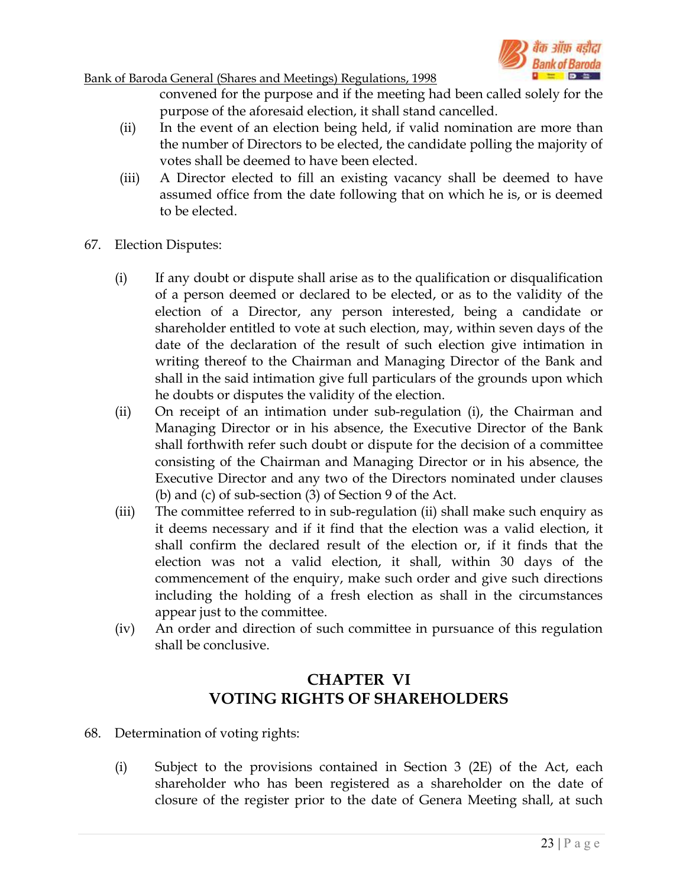convened for the purpose and if the meeting had been called solely for the purpose of the aforesaid election, it shall stand cancelled.

(ii) In the event of an election being held, if valid nomination are more than the number of Directors to be elected, the candidate polling the majority of votes shall be deemed to have been elected.

(iii) A Director elected to fill an existing vacancy shall be deemed to have assumed office from the date following that on which he is, or is deemed to be elected.

67. Election Disputes:

(i) If any doubt or dispute shall arise as to the qualification or disqualification of a person deemed or declared to be elected, or as to the validity of the election of a Director, any person interested, being a candidate or shareholder entitled to vote at such election, may, within seven days of the date of the declaration of the result of such election give intimation in writing thereof to the Chairman and Managing Director of the Bank and shall in the said intimation give full particulars of the grounds upon which he doubts or disputes the validity of the election.

(ii) On receipt of an intimation under sub-regulation (i), the Chairman and Managing Director or in his absence, the Executive Director of the Bank shall forthwith refer such doubt or dispute for the decision of a committee consisting of the Chairman and Managing Director or in his absence, the Executive Director and any two of the Directors nominated under clauses (b) and (c) of sub-section (3) of Section 9 of the Act.

(iii) The committee referred to in sub-regulation (ii) shall make such enquiry as it deems necessary and if it find that the election was a valid election, it shall confirm the declared result of the election or, if it finds that the election was not a valid election, it shall, within 30 days of the commencement of the enquiry, make such order and give such directions including the holding of a fresh election as shall in the circumstances appear just to the committee.

(iv) An order and direction of such committee in pursuance of this regulation shall be conclusive.

## CHAPTER VI
## VOTING RIGHTS OF SHAREHOLDERS

68. Determination of voting rights:

(i) Subject to the provisions contained in Section 3 (2E) of the Act, each shareholder who has been registered as a shareholder on the date of closure of the register prior to the date of Genera Meeting shall, at such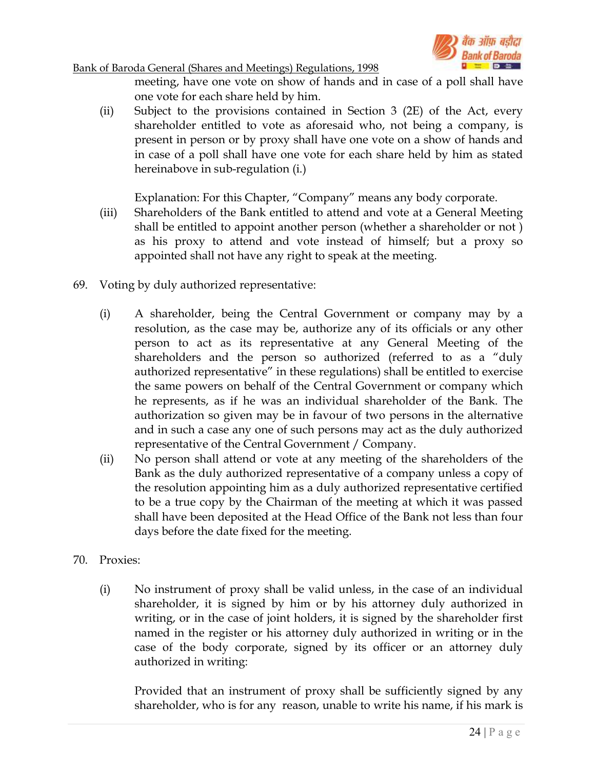meeting, have one vote on show of hands and in case of a poll shall have one vote for each share held by him.

(ii) Subject to the provisions contained in Section 3 (2E) of the Act, every shareholder entitled to vote as aforesaid who, not being a company, is present in person or by proxy shall have one vote on a show of hands and in case of a poll shall have one vote for each share held by him as stated hereinabove in sub-regulation (i.)

Explanation: For this Chapter, "Company" means any body corporate.

(iii) Shareholders of the Bank entitled to attend and vote at a General Meeting shall be entitled to appoint another person (whether a shareholder or not ) as his proxy to attend and vote instead of himself; but a proxy so appointed shall not have any right to speak at the meeting.

69. Voting by duly authorized representative:

(i) A shareholder, being the Central Government or company may by a resolution, as the case may be, authorize any of its officials or any other person to act as its representative at any General Meeting of the shareholders and the person so authorized (referred to as a "duly authorized representative" in these regulations) shall be entitled to exercise the same powers on behalf of the Central Government or company which he represents, as if he was an individual shareholder of the Bank. The authorization so given may be in favour of two persons in the alternative and in such a case any one of such persons may act as the duly authorized representative of the Central Government / Company.

(ii) No person shall attend or vote at any meeting of the shareholders of the Bank as the duly authorized representative of a company unless a copy of the resolution appointing him as a duly authorized representative certified to be a true copy by the Chairman of the meeting at which it was passed shall have been deposited at the Head Office of the Bank not less than four days before the date fixed for the meeting.

70. Proxies:

(i) No instrument of proxy shall be valid unless, in the case of an individual shareholder, it is signed by him or by his attorney duly authorized in writing, or in the case of joint holders, it is signed by the shareholder first named in the register or his attorney duly authorized in writing or in the case of the body corporate, signed by its officer or an attorney duly authorized in writing:

Provided that an instrument of proxy shall be sufficiently signed by any shareholder, who is for any reason, unable to write his name, if his mark is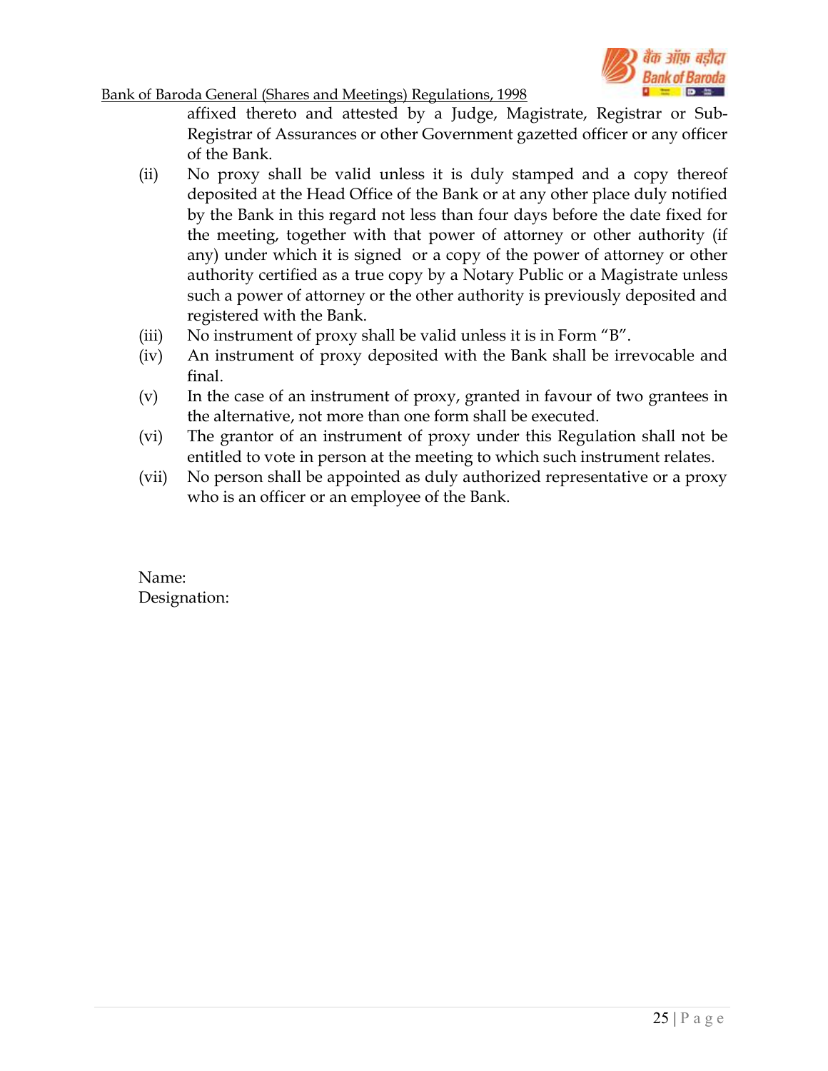affixed thereto and attested by a Judge, Magistrate, Registrar or Sub-Registrar of Assurances or other Government gazetted officer or any officer of the Bank.

(ii) No proxy shall be valid unless it is duly stamped and a copy thereof deposited at the Head Office of the Bank or at any other place duly notified by the Bank in this regard not less than four days before the date fixed for the meeting, together with that power of attorney or other authority (if any) under which it is signed or a copy of the power of attorney or other authority certified as a true copy by a Notary Public or a Magistrate unless such a power of attorney or the other authority is previously deposited and registered with the Bank.

(iii) No instrument of proxy shall be valid unless it is in Form "B".

(iv) An instrument of proxy deposited with the Bank shall be irrevocable and final.

(v) In the case of an instrument of proxy, granted in favour of two grantees in the alternative, not more than one form shall be executed.

(vi) The grantor of an instrument of proxy under this Regulation shall not be entitled to vote in person at the meeting to which such instrument relates.

(vii) No person shall be appointed as duly authorized representative or a proxy who is an officer or an employee of the Bank.

Name:
Designation: